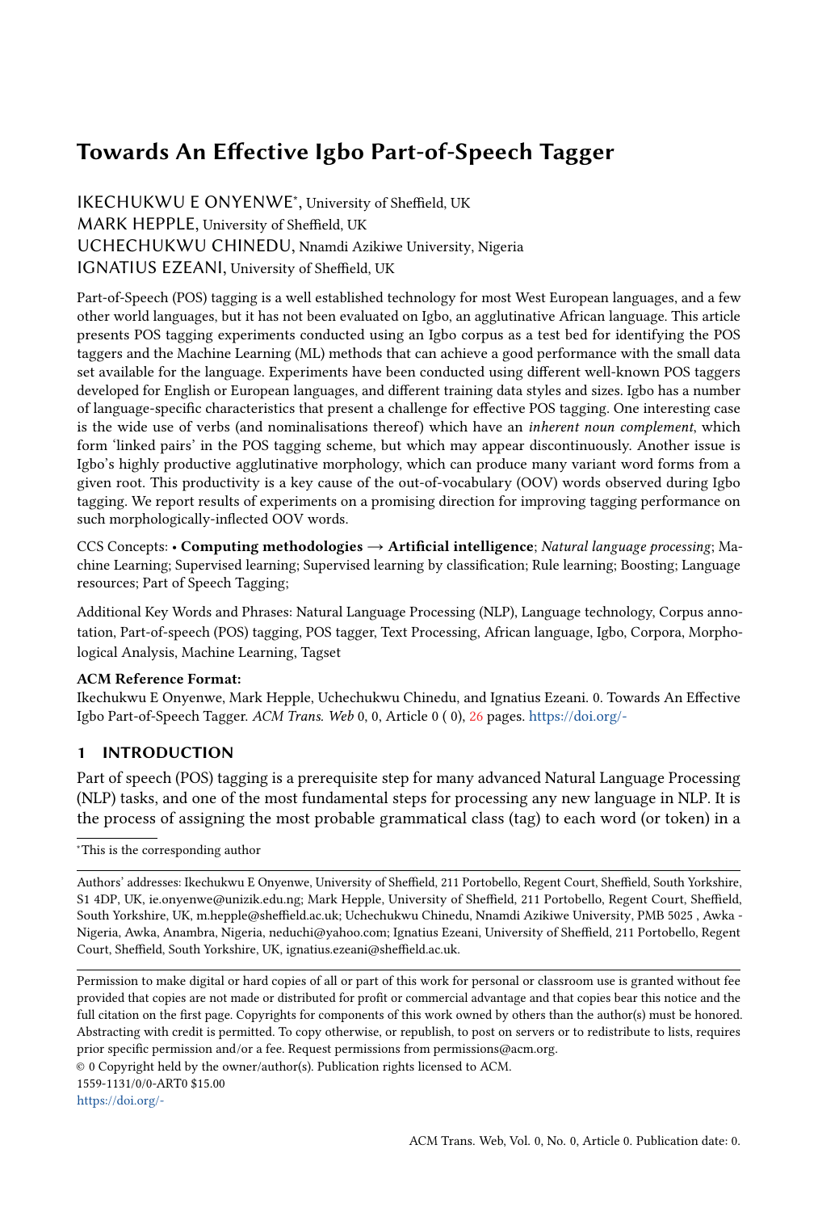# Towards An Effective Igbo Part-of-Speech Tagger

IKECHUKWU E ONYENWE*, University of Sheffield, UK

MARK HEPPLE, University of Sheffield, UK

UCHECHUKWU CHINEDU, Nnamdi Azikiwe University, Nigeria

IGNATIUS EZEANI, University of Sheffield, UK

Part-of-Speech (POS) tagging is a well established technology for most West European languages, and a few other world languages, but it has not been evaluated on Igbo, an agglutinative African language. This article presents POS tagging experiments conducted using an Igbo corpus as a test bed for identifying the POS taggers and the Machine Learning (ML) methods that can achieve a good performance with the small data set available for the language. Experiments have been conducted using different well-known POS taggers developed for English or European languages, and different training data styles and sizes. Igbo has a number of language-specific characteristics that present a challenge for effective POS tagging. One interesting case is the wide use of verbs (and nominalisations thereof) which have an *inherent noun complement*, which form 'linked pairs' in the POS tagging scheme, but which may appear discontinuously. Another issue is Igbo's highly productive agglutinative morphology, which can produce many variant word forms from a given root. This productivity is a key cause of the out-of-vocabulary (OOV) words observed during Igbo tagging. We report results of experiments on a promising direction for improving tagging performance on such morphologically-inflected OOV words.

CCS Concepts: • **Computing methodologies → Artificial intelligence**; *Natural language processing*; Machine Learning; Supervised learning; Supervised learning by classification; Rule learning; Boosting; Language resources; Part of Speech Tagging;

Additional Key Words and Phrases: Natural Language Processing (NLP), Language technology, Corpus annotation, Part-of-speech (POS) tagging, POS tagger, Text Processing, African language, Igbo, Corpora, Morphological Analysis, Machine Learning, Tagset

**ACM Reference Format:**
Ikechukwu E Onyenwe, Mark Hepple, Uchechukwu Chinedu, and Ignatius Ezeani. 0. Towards An Effective Igbo Part-of-Speech Tagger. *ACM Trans. Web* 0, 0, Article 0 ( 0), 26 pages. https://doi.org/-

## 1 INTRODUCTION

Part of speech (POS) tagging is a prerequisite step for many advanced Natural Language Processing (NLP) tasks, and one of the most fundamental steps for processing any new language in NLP. It is the process of assigning the most probable grammatical class (tag) to each word (or token) in a

*This is the corresponding author

Authors' addresses: Ikechukwu E Onyenwe, University of Sheffield, 211 Portobello, Regent Court, Sheffield, South Yorkshire, S1 4DP, UK, ie.onyenwe@unizik.edu.ng; Mark Hepple, University of Sheffield, 211 Portobello, Regent Court, Sheffield, South Yorkshire, UK, m.hepple@sheffield.ac.uk; Uchechukwu Chinedu, Nnamdi Azikiwe University, PMB 5025 , Awka - Nigeria, Awka, Anambra, Nigeria, neduchi@yahoo.com; Ignatius Ezeani, University of Sheffield, 211 Portobello, Regent Court, Sheffield, South Yorkshire, UK, ignatius.ezeani@sheffield.ac.uk.

Permission to make digital or hard copies of all or part of this work for personal or classroom use is granted without fee provided that copies are not made or distributed for profit or commercial advantage and that copies bear this notice and the full citation on the first page. Copyrights for components of this work owned by others than the author(s) must be honored. Abstracting with credit is permitted. To copy otherwise, or republish, to post on servers or to redistribute to lists, requires prior specific permission and/or a fee. Request permissions from permissions@acm.org.

© 0 Copyright held by the owner/author(s). Publication rights licensed to ACM.
1559-1131/0/0-ART0 $15.00
https://doi.org/-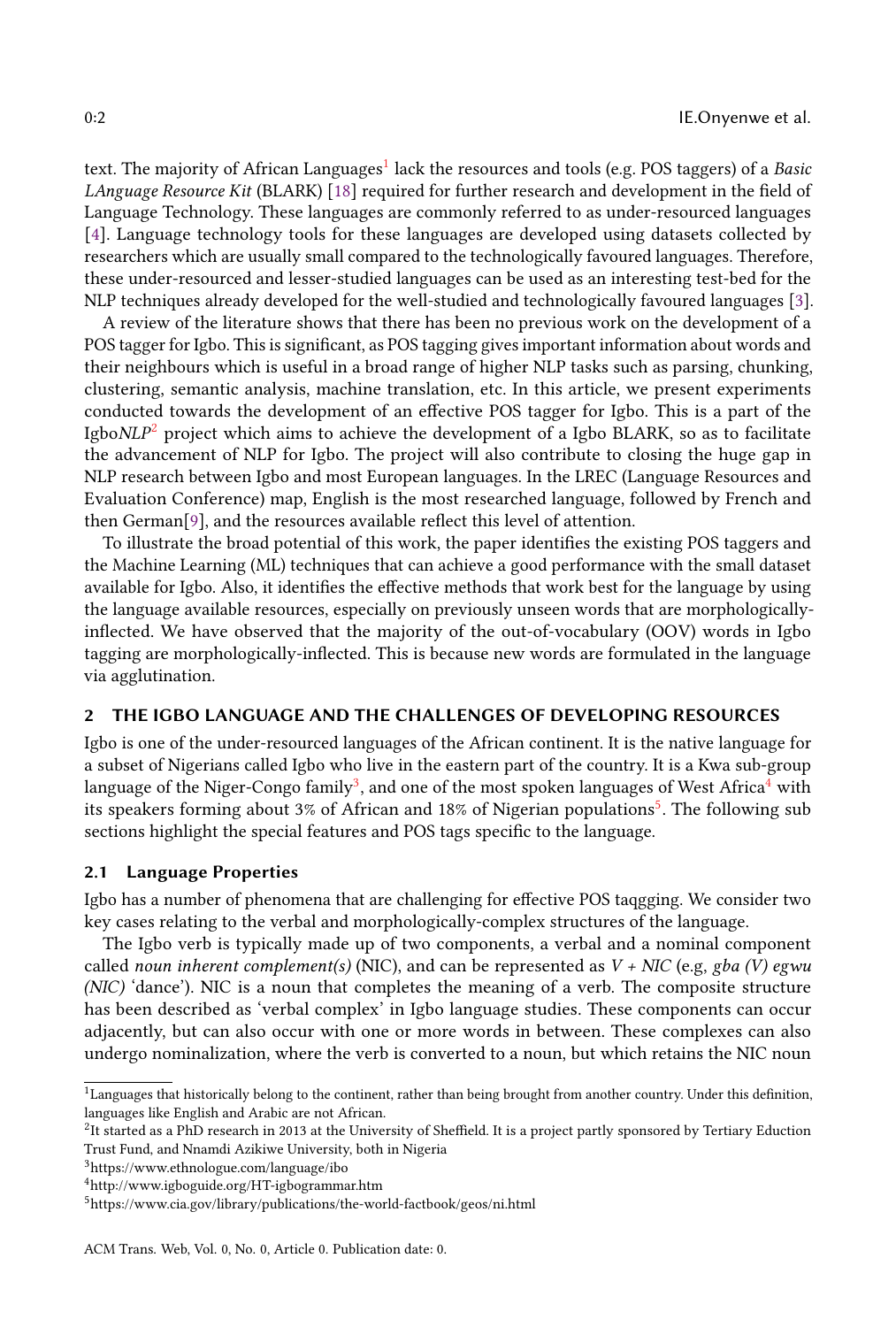text. The majority of African Languages[1] lack the resources and tools (e.g. POS taggers) of a *Basic LAnguage Resource Kit* (BLARK) [18] required for further research and development in the field of Language Technology. These languages are commonly referred to as under-resourced languages [4]. Language technology tools for these languages are developed using datasets collected by researchers which are usually small compared to the technologically favoured languages. Therefore, these under-resourced and lesser-studied languages can be used as an interesting test-bed for the NLP techniques already developed for the well-studied and technologically favoured languages [3].

A review of the literature shows that there has been no previous work on the development of a POS tagger for Igbo. This is significant, as POS tagging gives important information about words and their neighbours which is useful in a broad range of higher NLP tasks such as parsing, chunking, clustering, semantic analysis, machine translation, etc. In this article, we present experiments conducted towards the development of an effective POS tagger for Igbo. This is a part of the Igbo*NLP*[2] project which aims to achieve the development of a Igbo BLARK, so as to facilitate the advancement of NLP for Igbo. The project will also contribute to closing the huge gap in NLP research between Igbo and most European languages. In the LREC (Language Resources and Evaluation Conference) map, English is the most researched language, followed by French and then German[9], and the resources available reflect this level of attention.

To illustrate the broad potential of this work, the paper identifies the existing POS taggers and the Machine Learning (ML) techniques that can achieve a good performance with the small dataset available for Igbo. Also, it identifies the effective methods that work best for the language by using the language available resources, especially on previously unseen words that are morphologically-inflected. We have observed that the majority of the out-of-vocabulary (OOV) words in Igbo tagging are morphologically-inflected. This is because new words are formulated in the language via agglutination.

## 2 THE IGBO LANGUAGE AND THE CHALLENGES OF DEVELOPING RESOURCES

Igbo is one of the under-resourced languages of the African continent. It is the native language for a subset of Nigerians called Igbo who live in the eastern part of the country. It is a Kwa sub-group language of the Niger-Congo family[3], and one of the most spoken languages of West Africa[4] with its speakers forming about 3% of African and 18% of Nigerian populations[5]. The following sub sections highlight the special features and POS tags specific to the language.

### 2.1 Language Properties

Igbo has a number of phenomena that are challenging for effective POS taqgging. We consider two key cases relating to the verbal and morphologically-complex structures of the language.

The Igbo verb is typically made up of two components, a verbal and a nominal component called *noun inherent complement(s)* (NIC), and can be represented as *V + NIC* (e.g, *gba (V) egwu (NIC)* 'dance'). NIC is a noun that completes the meaning of a verb. The composite structure has been described as 'verbal complex' in Igbo language studies. These components can occur adjacently, but can also occur with one or more words in between. These complexes can also undergo nominalization, where the verb is converted to a noun, but which retains the NIC noun

---

[1] Languages that historically belong to the continent, rather than being brought from another country. Under this definition, languages like English and Arabic are not African.

[2] It started as a PhD research in 2013 at the University of Sheffield. It is a project partly sponsored by Tertiary Eduction Trust Fund, and Nnamdi Azikiwe University, both in Nigeria

[3] https://www.ethnologue.com/language/ibo

[4] http://www.igboguide.org/HT-igbogrammar.htm

[5] https://www.cia.gov/library/publications/the-world-factbook/geos/ni.html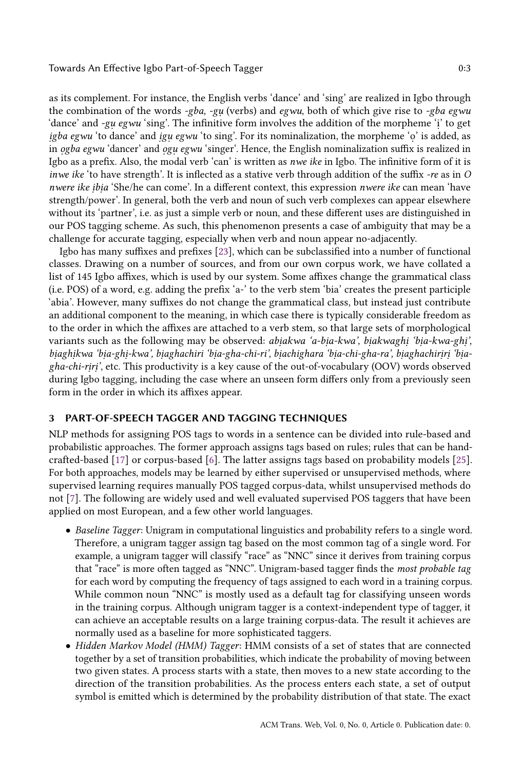as its complement. For instance, the English verbs 'dance' and 'sing' are realized in Igbo through the combination of the words *-gba, -gụ* (verbs) and *egwu*, both of which give rise to *-gba egwu* 'dance' and *-gụ egwu* 'sing'. The infinitive form involves the addition of the morpheme 'ị' to get *ịgba egwu* 'to dance' and *ịgụ egwu* 'to sing'. For its nominalization, the morpheme 'ọ' is added, as in *ọgba egwu* 'dancer' and *ọgụ egwu* 'singer'. Hence, the English nominalization suffix is realized in Igbo as a prefix. Also, the modal verb 'can' is written as *nwe ike* in Igbo. The infinitive form of it is *inwe ike* 'to have strength'. It is inflected as a stative verb through addition of the suffix *-re* as in *O nwere ike ịbịa* 'She/he can come'. In a different context, this expression *nwere ike* can mean 'have strength/power'. In general, both the verb and noun of such verb complexes can appear elsewhere without its 'partner', i.e. as just a simple verb or noun, and these different uses are distinguished in our POS tagging scheme. As such, this phenomenon presents a case of ambiguity that may be a challenge for accurate tagging, especially when verb and noun appear no-adjacently.

Igbo has many suffixes and prefixes [23], which can be subclassified into a number of functional classes. Drawing on a number of sources, and from our own corpus work, we have collated a list of 145 Igbo affixes, which is used by our system. Some affixes change the grammatical class (i.e. POS) of a word, e.g. adding the prefix 'a-' to the verb stem 'bia' creates the present participle 'abia'. However, many suffixes do not change the grammatical class, but instead just contribute an additional component to the meaning, in which case there is typically considerable freedom as to the order in which the affixes are attached to a verb stem, so that large sets of morphological variants such as the following may be observed: *abịakwa 'a-bịa-kwa', bịakwaghị 'bịa-kwa-ghị', bịaghịkwa 'bịa-ghị-kwa', bịaghachiri 'bịa-gha-chi-ri', bịachighara 'bịa-chi-gha-ra', bịaghachiriṛị 'bịa-gha-chi-ṛịṛị'*, etc. This productivity is a key cause of the out-of-vocabulary (OOV) words observed during Igbo tagging, including the case where an unseen form differs only from a previously seen form in the order in which its affixes appear.

## 3 PART-OF-SPEECH TAGGER AND TAGGING TECHNIQUES

NLP methods for assigning POS tags to words in a sentence can be divided into rule-based and probabilistic approaches. The former approach assigns tags based on rules; rules that can be hand-crafted-based [17] or corpus-based [6]. The latter assigns tags based on probability models [25]. For both approaches, models may be learned by either supervised or unsupervised methods, where supervised learning requires manually POS tagged corpus-data, whilst unsupervised methods do not [7]. The following are widely used and well evaluated supervised POS taggers that have been applied on most European, and a few other world languages.

- *Baseline Tagger*: Unigram in computational linguistics and probability refers to a single word. Therefore, a unigram tagger assign tag based on the most common tag of a single word. For example, a unigram tagger will classify "race" as "NNC" since it derives from training corpus that "race" is more often tagged as "NNC". Unigram-based tagger finds the *most probable tag* for each word by computing the frequency of tags assigned to each word in a training corpus. While common noun "NNC" is mostly used as a default tag for classifying unseen words in the training corpus. Although unigram tagger is a context-independent type of tagger, it can achieve an acceptable results on a large training corpus-data. The result it achieves are normally used as a baseline for more sophisticated taggers.
- *Hidden Markov Model (HMM) Tagger*: HMM consists of a set of states that are connected together by a set of transition probabilities, which indicate the probability of moving between two given states. A process starts with a state, then moves to a new state according to the direction of the transition probabilities. As the process enters each state, a set of output symbol is emitted which is determined by the probability distribution of that state. The exact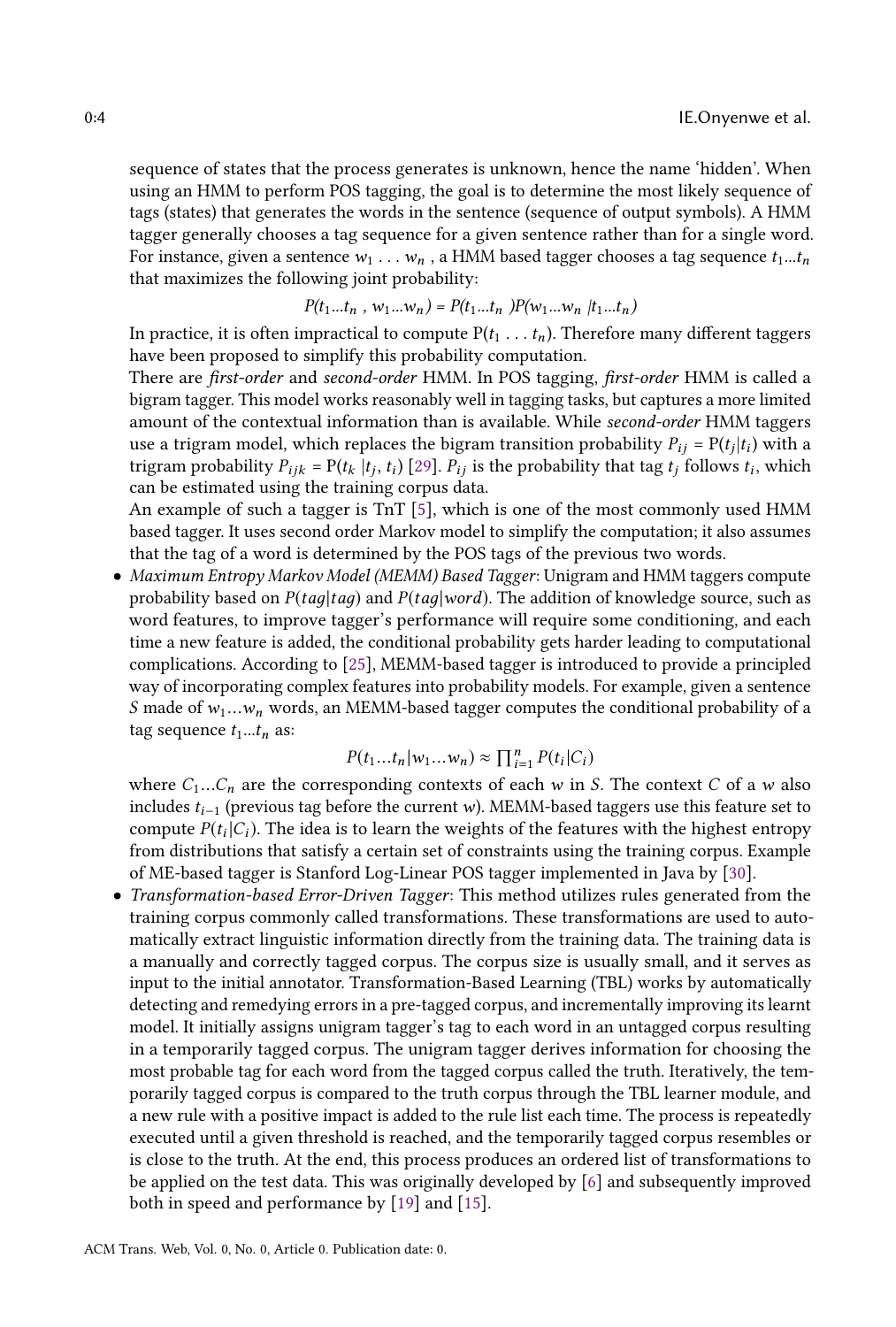sequence of states that the process generates is unknown, hence the name 'hidden'. When using an HMM to perform POS tagging, the goal is to determine the most likely sequence of tags (states) that generates the words in the sentence (sequence of output symbols). A HMM tagger generally chooses a tag sequence for a given sentence rather than for a single word. For instance, given a sentence $w_1 \ldots w_n$ , a HMM based tagger chooses a tag sequence $t_1 ... t_n$ that maximizes the following joint probability:

$$P(t_1 ... t_n , w_1 ... w_n) = P(t_1 ... t_n )P(w_1 ... w_n |t_1 ... t_n)$$

In practice, it is often impractical to compute $P(t_1 \ldots t_n)$. Therefore many different taggers have been proposed to simplify this probability computation.

There are *first-order* and *second-order* HMM. In POS tagging, *first-order* HMM is called a bigram tagger. This model works reasonably well in tagging tasks, but captures a more limited amount of the contextual information than is available. While *second-order* HMM taggers use a trigram model, which replaces the bigram transition probability $P_{ij} = P(t_j|t_i)$ with a trigram probability $P_{ijk} = P(t_k |t_j, t_i)$ [29]. $P_{ij}$ is the probability that tag $t_j$ follows $t_i$, which can be estimated using the training corpus data.

An example of such a tagger is TnT [5], which is one of the most commonly used HMM based tagger. It uses second order Markov model to simplify the computation; it also assumes that the tag of a word is determined by the POS tags of the previous two words.

- *Maximum Entropy Markov Model (MEMM) Based Tagger*: Unigram and HMM taggers compute probability based on $P(tag|tag)$ and $P(tag|word)$. The addition of knowledge source, such as word features, to improve tagger's performance will require some conditioning, and each time a new feature is added, the conditional probability gets harder leading to computational complications. According to [25], MEMM-based tagger is introduced to provide a principled way of incorporating complex features into probability models. For example, given a sentence $S$ made of $w_1 ... w_n$ words, an MEMM-based tagger computes the conditional probability of a tag sequence $t_1 ... t_n$ as:

$$P(t_1 ... t_n|w_1 ... w_n) \approx \prod_{i=1}^{n} P(t_i|C_i)$$

where $C_1 ... C_n$ are the corresponding contexts of each $w$ in $S$. The context $C$ of a $w$ also includes $t_{i-1}$ (previous tag before the current $w$). MEMM-based taggers use this feature set to compute $P(t_i|C_i)$. The idea is to learn the weights of the features with the highest entropy from distributions that satisfy a certain set of constraints using the training corpus. Example of ME-based tagger is Stanford Log-Linear POS tagger implemented in Java by [30].

- *Transformation-based Error-Driven Tagger*: This method utilizes rules generated from the training corpus commonly called transformations. These transformations are used to automatically extract linguistic information directly from the training data. The training data is a manually and correctly tagged corpus. The corpus size is usually small, and it serves as input to the initial annotator. Transformation-Based Learning (TBL) works by automatically detecting and remedying errors in a pre-tagged corpus, and incrementally improving its learnt model. It initially assigns unigram tagger's tag to each word in an untagged corpus resulting in a temporarily tagged corpus. The unigram tagger derives information for choosing the most probable tag for each word from the tagged corpus called the truth. Iteratively, the temporarily tagged corpus is compared to the truth corpus through the TBL learner module, and a new rule with a positive impact is added to the rule list each time. The process is repeatedly executed until a given threshold is reached, and the temporarily tagged corpus resembles or is close to the truth. At the end, this process produces an ordered list of transformations to be applied on the test data. This was originally developed by [6] and subsequently improved both in speed and performance by [19] and [15].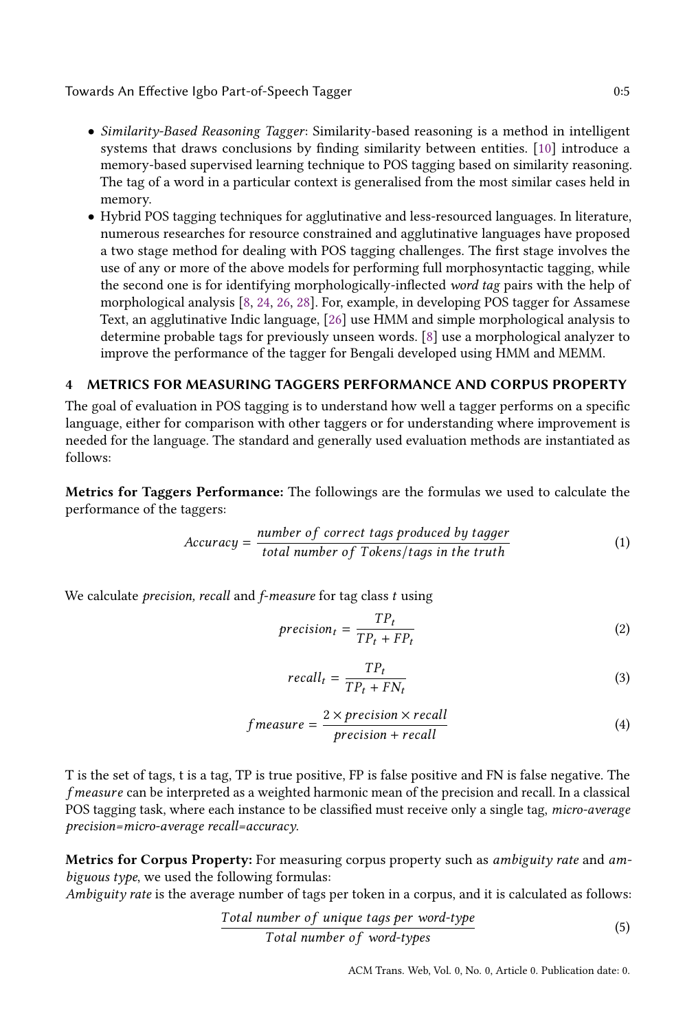- *Similarity-Based Reasoning Tagger*: Similarity-based reasoning is a method in intelligent systems that draws conclusions by finding similarity between entities. [10] introduce a memory-based supervised learning technique to POS tagging based on similarity reasoning. The tag of a word in a particular context is generalised from the most similar cases held in memory.
- Hybrid POS tagging techniques for agglutinative and less-resourced languages. In literature, numerous researches for resource constrained and agglutinative languages have proposed a two stage method for dealing with POS tagging challenges. The first stage involves the use of any or more of the above models for performing full morphosyntactic tagging, while the second one is for identifying morphologically-inflected *word tag* pairs with the help of morphological analysis [8, 24, 26, 28]. For, example, in developing POS tagger for Assamese Text, an agglutinative Indic language, [26] use HMM and simple morphological analysis to determine probable tags for previously unseen words. [8] use a morphological analyzer to improve the performance of the tagger for Bengali developed using HMM and MEMM.

## 4 METRICS FOR MEASURING TAGGERS PERFORMANCE AND CORPUS PROPERTY

The goal of evaluation in POS tagging is to understand how well a tagger performs on a specific language, either for comparison with other taggers or for understanding where improvement is needed for the language. The standard and generally used evaluation methods are instantiated as follows:

**Metrics for Taggers Performance:** The followings are the formulas we used to calculate the performance of the taggers:

$$Accuracy = \frac{number\ of\ correct\ tags\ produced\ by\ tagger}{total\ number\ of\ Tokens/tags\ in\ the\ truth} \tag{1}$$

We calculate *precision, recall* and *f-measure* for tag class $t$ using

$$precision_t = \frac{TP_t}{TP_t + FP_t} \tag{2}$$

$$recall_t = \frac{TP_t}{TP_t + FN_t} \tag{3}$$

$$fmeasure = \frac{2 \times precision \times recall}{precision + recall} \tag{4}$$

T is the set of tags, t is a tag, TP is true positive, FP is false positive and FN is false negative. The $fmeasure$ can be interpreted as a weighted harmonic mean of the precision and recall. In a classical POS tagging task, where each instance to be classified must receive only a single tag, *micro-average precision=micro-average recall=accuracy.*

**Metrics for Corpus Property:** For measuring corpus property such as *ambiguity rate* and *ambiguous type*, we used the following formulas:
*Ambiguity rate* is the average number of tags per token in a corpus, and it is calculated as follows:

$$\frac{Total\ number\ of\ unique\ tags\ per\ word\text{-}type}{Total\ number\ of\ word\text{-}types} \tag{5}$$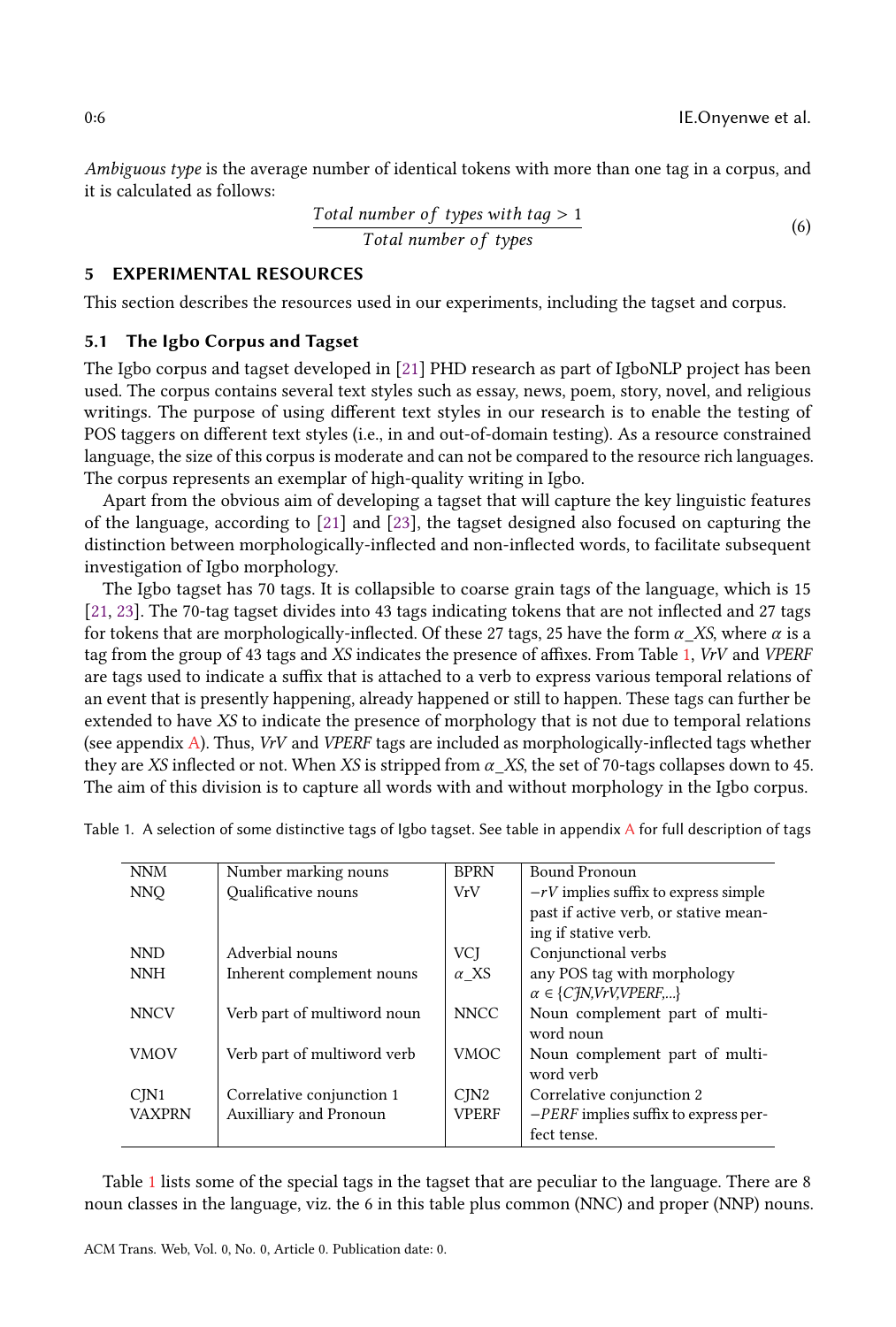*Ambiguous type* is the average number of identical tokens with more than one tag in a corpus, and it is calculated as follows:

$$\frac{Total\ number\ of\ types\ with\ tag > 1}{Total\ number\ of\ types} \tag{6}$$

## 5 EXPERIMENTAL RESOURCES

This section describes the resources used in our experiments, including the tagset and corpus.

### 5.1 The Igbo Corpus and Tagset

The Igbo corpus and tagset developed in [21] PHD research as part of IgboNLP project has been used. The corpus contains several text styles such as essay, news, poem, story, novel, and religious writings. The purpose of using different text styles in our research is to enable the testing of POS taggers on different text styles (i.e., in and out-of-domain testing). As a resource constrained language, the size of this corpus is moderate and can not be compared to the resource rich languages. The corpus represents an exemplar of high-quality writing in Igbo.

Apart from the obvious aim of developing a tagset that will capture the key linguistic features of the language, according to [21] and [23], the tagset designed also focused on capturing the distinction between morphologically-inflected and non-inflected words, to facilitate subsequent investigation of Igbo morphology.

The Igbo tagset has 70 tags. It is collapsible to coarse grain tags of the language, which is 15 [21, 23]. The 70-tag tagset divides into 43 tags indicating tokens that are not inflected and 27 tags for tokens that are morphologically-inflected. Of these 27 tags, 25 have the form $\alpha$*_XS*, where $\alpha$ is a tag from the group of 43 tags and *XS* indicates the presence of affixes. From Table 1, *VrV* and *VPERF* are tags used to indicate a suffix that is attached to a verb to express various temporal relations of an event that is presently happening, already happened or still to happen. These tags can further be extended to have *XS* to indicate the presence of morphology that is not due to temporal relations (see appendix A). Thus, *VrV* and *VPERF* tags are included as morphologically-inflected tags whether they are *XS* inflected or not. When *XS* is stripped from $\alpha$*_XS*, the set of 70-tags collapses down to 45. The aim of this division is to capture all words with and without morphology in the Igbo corpus.

Table 1. A selection of some distinctive tags of Igbo tagset. See table in appendix A for full description of tags

| | | | |
|---|---|---|---|
| NNM | Number marking nouns | BPRN | Bound Pronoun |
| NNQ | Qualificative nouns | VrV | $-rV$ implies suffix to express simple past if active verb, or stative meaning if stative verb. |
| NND | Adverbial nouns | VCJ | Conjunctional verbs |
| NNH | Inherent complement nouns | $\alpha$_XS | any POS tag with morphology $\alpha \in \{CJN, VrV, VPERF, ...\}$ |
| NNCV | Verb part of multiword noun | NNCC | Noun complement part of multiword noun |
| VMOV | Verb part of multiword verb | VMOC | Noun complement part of multiword verb |
| CJN1 | Correlative conjunction 1 | CJN2 | Correlative conjunction 2 |
| VAXPRN | Auxilliary and Pronoun | VPERF | $-PERF$ implies suffix to express perfect tense. |

Table 1 lists some of the special tags in the tagset that are peculiar to the language. There are 8 noun classes in the language, viz. the 6 in this table plus common (NNC) and proper (NNP) nouns.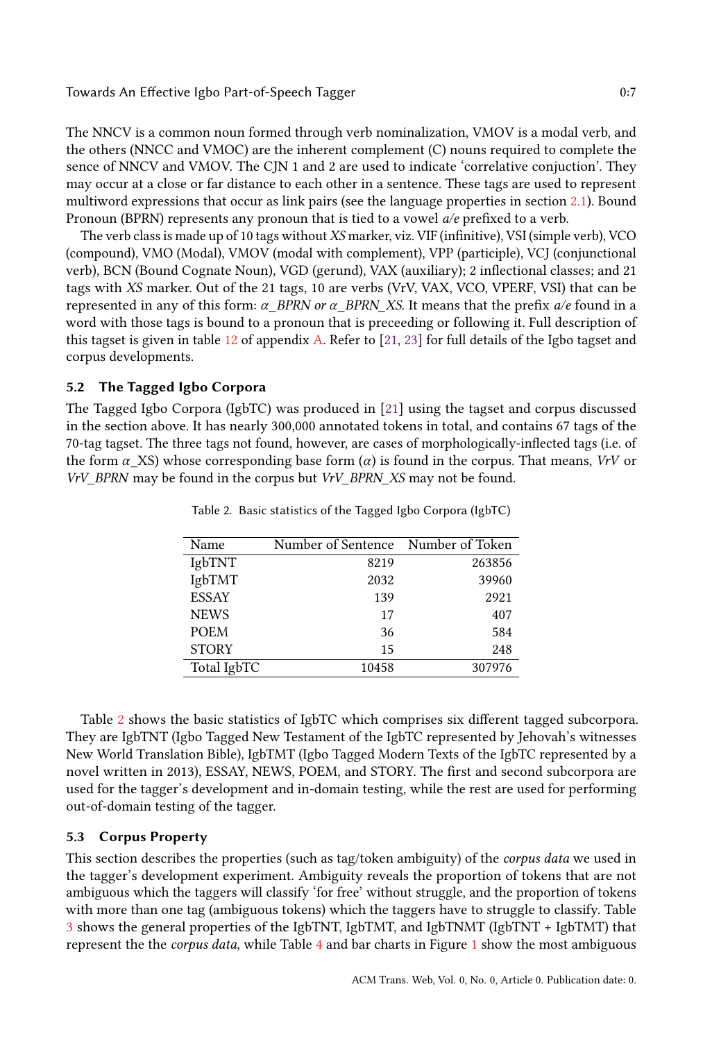The NNCV is a common noun formed through verb nominalization, VMOV is a modal verb, and the others (NNCC and VMOC) are the inherent complement (C) nouns required to complete the sence of NNCV and VMOV. The CJN 1 and 2 are used to indicate 'correlative conjuction'. They may occur at a close or far distance to each other in a sentence. These tags are used to represent multiword expressions that occur as link pairs (see the language properties in section 2.1). Bound Pronoun (BPRN) represents any pronoun that is tied to a vowel *a/e* prefixed to a verb.

The verb class is made up of 10 tags without *XS* marker, viz. VIF (infinitive), VSI (simple verb), VCO (compound), VMO (Modal), VMOV (modal with complement), VPP (participle), VCJ (conjunctional verb), BCN (Bound Cognate Noun), VGD (gerund), VAX (auxiliary); 2 inflectional classes; and 21 tags with *XS* marker. Out of the 21 tags, 10 are verbs (VrV, VAX, VCO, VPERF, VSI) that can be represented in any of this form: $\alpha$*_BPRN or* $\alpha$*_BPRN_XS*. It means that the prefix *a/e* found in a word with those tags is bound to a pronoun that is preceeding or following it. Full description of this tagset is given in table 12 of appendix A. Refer to [21, 23] for full details of the Igbo tagset and corpus developments.

### 5.2 The Tagged Igbo Corpora

The Tagged Igbo Corpora (IgbTC) was produced in [21] using the tagset and corpus discussed in the section above. It has nearly 300,000 annotated tokens in total, and contains 67 tags of the 70-tag tagset. The three tags not found, however, are cases of morphologically-inflected tags (i.e. of the form $\alpha$_XS) whose corresponding base form ($\alpha$) is found in the corpus. That means, *VrV* or *VrV_BPRN* may be found in the corpus but *VrV_BPRN_XS* may not be found.

Table 2. Basic statistics of the Tagged Igbo Corpora (IgbTC)

| Name | Number of Sentence | Number of Token |
|---|---|---|
| IgbTNT | 8219 | 263856 |
| IgbTMT | 2032 | 39960 |
| ESSAY | 139 | 2921 |
| NEWS | 17 | 407 |
| POEM | 36 | 584 |
| STORY | 15 | 248 |
| Total IgbTC | 10458 | 307976 |

Table 2 shows the basic statistics of IgbTC which comprises six different tagged subcorpora. They are IgbTNT (Igbo Tagged New Testament of the IgbTC represented by Jehovah's witnesses New World Translation Bible), IgbTMT (Igbo Tagged Modern Texts of the IgbTC represented by a novel written in 2013), ESSAY, NEWS, POEM, and STORY. The first and second subcorpora are used for the tagger's development and in-domain testing, while the rest are used for performing out-of-domain testing of the tagger.

### 5.3 Corpus Property

This section describes the properties (such as tag/token ambiguity) of the *corpus data* we used in the tagger's development experiment. Ambiguity reveals the proportion of tokens that are not ambiguous which the taggers will classify 'for free' without struggle, and the proportion of tokens with more than one tag (ambiguous tokens) which the taggers have to struggle to classify. Table 3 shows the general properties of the IgbTNT, IgbTMT, and IgbTNMT (IgbTNT + IgbTMT) that represent the the *corpus data*, while Table 4 and bar charts in Figure 1 show the most ambiguous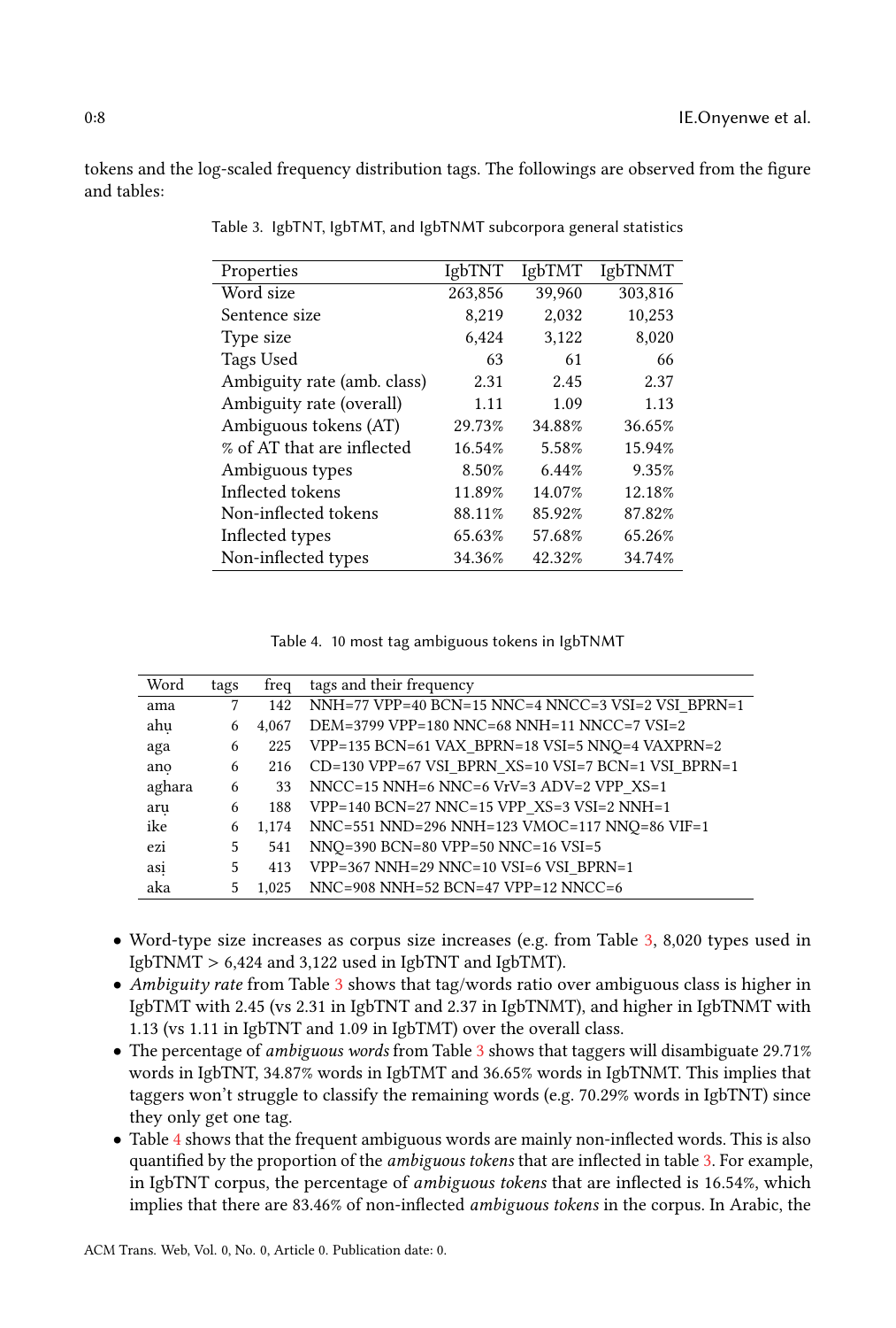tokens and the log-scaled frequency distribution tags. The followings are observed from the figure and tables:

Table 3. IgbTNT, IgbTMT, and IgbTNMT subcorpora general statistics

| Properties | IgbTNT | IgbTMT | IgbTNMT |
|---|---|---|---|
| Word size | 263,856 | 39,960 | 303,816 |
| Sentence size | 8,219 | 2,032 | 10,253 |
| Type size | 6,424 | 3,122 | 8,020 |
| Tags Used | 63 | 61 | 66 |
| Ambiguity rate (amb. class) | 2.31 | 2.45 | 2.37 |
| Ambiguity rate (overall) | 1.11 | 1.09 | 1.13 |
| Ambiguous tokens (AT) | 29.73% | 34.88% | 36.65% |
| % of AT that are inflected | 16.54% | 5.58% | 15.94% |
| Ambiguous types | 8.50% | 6.44% | 9.35% |
| Inflected tokens | 11.89% | 14.07% | 12.18% |
| Non-inflected tokens | 88.11% | 85.92% | 87.82% |
| Inflected types | 65.63% | 57.68% | 65.26% |
| Non-inflected types | 34.36% | 42.32% | 34.74% |

Table 4. 10 most tag ambiguous tokens in IgbTNMT

| Word | tags | freq | tags and their frequency |
|---|---|---|---|
| ama | 7 | 142 | NNH=77 VPP=40 BCN=15 NNC=4 NNCC=3 VSI=2 VSI_BPRN=1 |
| ahụ | 6 | 4,067 | DEM=3799 VPP=180 NNC=68 NNH=11 NNCC=7 VSI=2 |
| aga | 6 | 225 | VPP=135 BCN=61 VAX_BPRN=18 VSI=5 NNQ=4 VAXPRN=2 |
| anọ | 6 | 216 | CD=130 VPP=67 VSI_BPRN_XS=10 VSI=7 BCN=1 VSI_BPRN=1 |
| aghara | 6 | 33 | NNCC=15 NNH=6 NNC=6 VrV=3 ADV=2 VPP_XS=1 |
| arụ | 6 | 188 | VPP=140 BCN=27 NNC=15 VPP_XS=3 VSI=2 NNH=1 |
| ike | 6 | 1,174 | NNC=551 NND=296 NNH=123 VMOC=117 NNQ=86 VIF=1 |
| ezi | 5 | 541 | NNQ=390 BCN=80 VPP=50 NNC=16 VSI=5 |
| asị | 5 | 413 | VPP=367 NNH=29 NNC=10 VSI=6 VSI_BPRN=1 |
| aka | 5 | 1,025 | NNC=908 NNH=52 BCN=47 VPP=12 NNCC=6 |

- Word-type size increases as corpus size increases (e.g. from Table 3, 8,020 types used in IgbTNMT > 6,424 and 3,122 used in IgbTNT and IgbTMT).
- *Ambiguity rate* from Table 3 shows that tag/words ratio over ambiguous class is higher in IgbTMT with 2.45 (vs 2.31 in IgbTNT and 2.37 in IgbTNMT), and higher in IgbTNMT with 1.13 (vs 1.11 in IgbTNT and 1.09 in IgbTMT) over the overall class.
- The percentage of *ambiguous words* from Table 3 shows that taggers will disambiguate 29.71% words in IgbTNT, 34.87% words in IgbTMT and 36.65% words in IgbTNMT. This implies that taggers won't struggle to classify the remaining words (e.g. 70.29% words in IgbTNT) since they only get one tag.
- Table 4 shows that the frequent ambiguous words are mainly non-inflected words. This is also quantified by the proportion of the *ambiguous tokens* that are inflected in table 3. For example, in IgbTNT corpus, the percentage of *ambiguous tokens* that are inflected is 16.54%, which implies that there are 83.46% of non-inflected *ambiguous tokens* in the corpus. In Arabic, the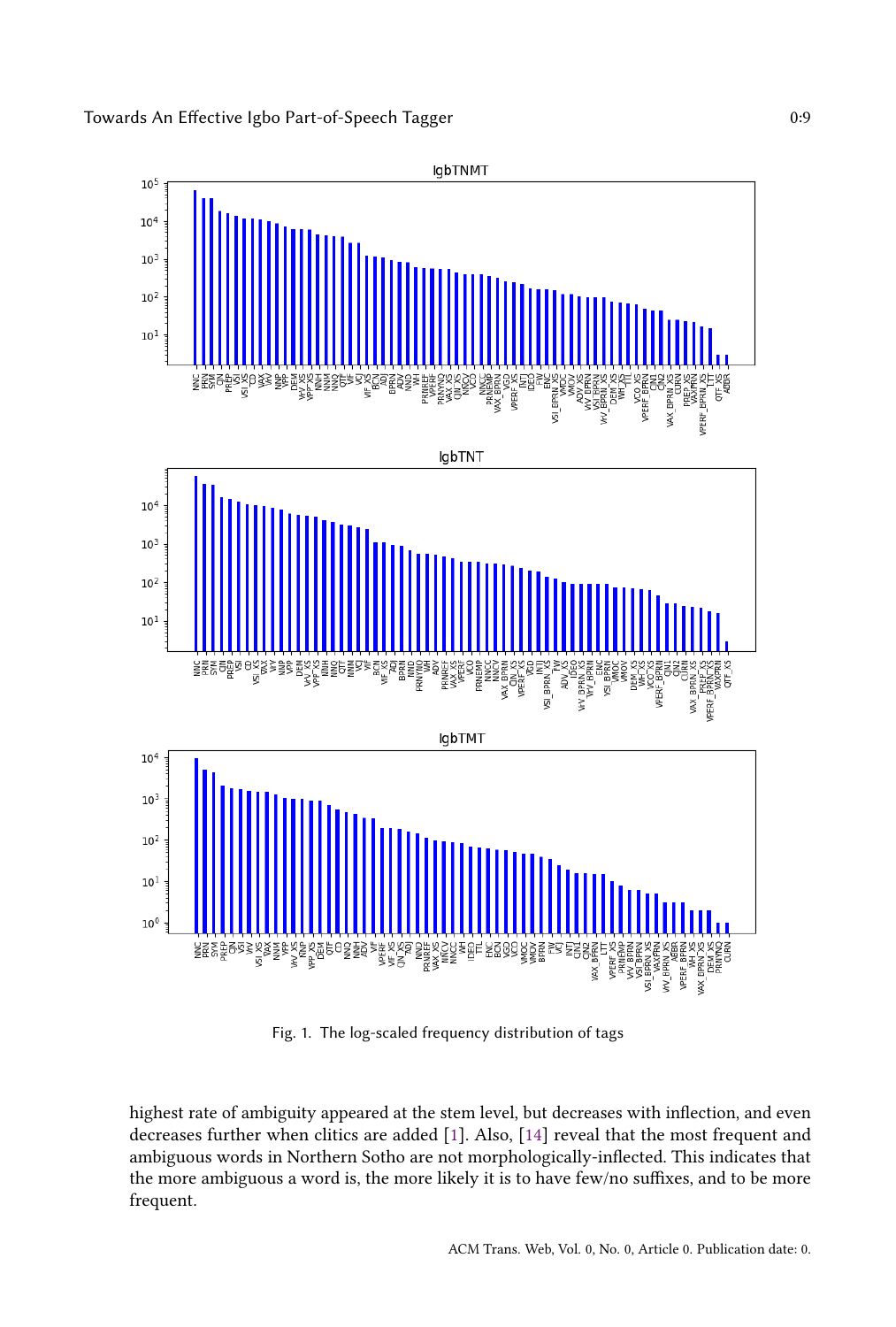Fig. 1. The log-scaled frequency distribution of tags

highest rate of ambiguity appeared at the stem level, but decreases with inflection, and even decreases further when clitics are added [1]. Also, [14] reveal that the most frequent and ambiguous words in Northern Sotho are not morphologically-inflected. This indicates that the more ambiguous a word is, the more likely it is to have few/no suffixes, and to be more frequent.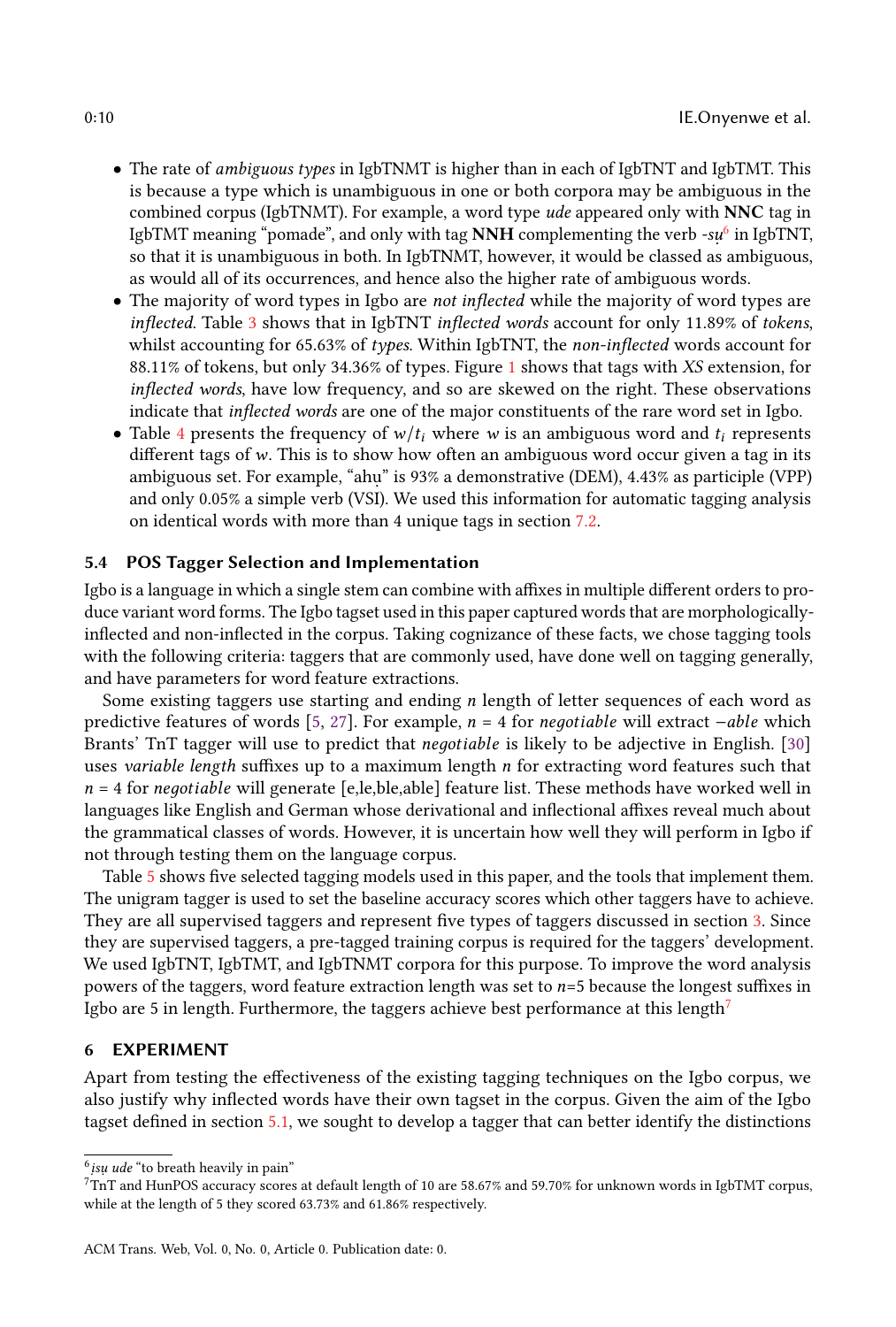- The rate of *ambiguous types* in IgbTNMT is higher than in each of IgbTNT and IgbTMT. This is because a type which is unambiguous in one or both corpora may be ambiguous in the combined corpus (IgbTNMT). For example, a word type *ude* appeared only with **NNC** tag in IgbTMT meaning "pomade", and only with tag **NNH** complementing the verb *-sụ*[6] in IgbTNT, so that it is unambiguous in both. In IgbTNMT, however, it would be classed as ambiguous, as would all of its occurrences, and hence also the higher rate of ambiguous words.
- The majority of word types in Igbo are *not inflected* while the majority of word types are *inflected*. Table 3 shows that in IgbTNT *inflected words* account for only 11.89% of *tokens*, whilst accounting for 65.63% of *types*. Within IgbTNT, the *non-inflected* words account for 88.11% of tokens, but only 34.36% of types. Figure 1 shows that tags with *XS* extension, for *inflected words*, have low frequency, and so are skewed on the right. These observations indicate that *inflected words* are one of the major constituents of the rare word set in Igbo.
- Table 4 presents the frequency of $w/t_i$ where $w$ is an ambiguous word and $t_i$ represents different tags of $w$. This is to show how often an ambiguous word occur given a tag in its ambiguous set. For example, "ahụ" is 93% a demonstrative (DEM), 4.43% as participle (VPP) and only 0.05% a simple verb (VSI). We used this information for automatic tagging analysis on identical words with more than 4 unique tags in section 7.2.

### 5.4 POS Tagger Selection and Implementation

Igbo is a language in which a single stem can combine with affixes in multiple different orders to produce variant word forms. The Igbo tagset used in this paper captured words that are morphologically-inflected and non-inflected in the corpus. Taking cognizance of these facts, we chose tagging tools with the following criteria: taggers that are commonly used, have done well on tagging generally, and have parameters for word feature extractions.

Some existing taggers use starting and ending $n$ length of letter sequences of each word as predictive features of words [5, 27]. For example, $n = 4$ for *negotiable* will extract $-able$ which Brants' TnT tagger will use to predict that *negotiable* is likely to be adjective in English. [30] uses *variable length* suffixes up to a maximum length $n$ for extracting word features such that $n = 4$ for *negotiable* will generate [e,le,ble,able] feature list. These methods have worked well in languages like English and German whose derivational and inflectional affixes reveal much about the grammatical classes of words. However, it is uncertain how well they will perform in Igbo if not through testing them on the language corpus.

Table 5 shows five selected tagging models used in this paper, and the tools that implement them. The unigram tagger is used to set the baseline accuracy scores which other taggers have to achieve. They are all supervised taggers and represent five types of taggers discussed in section 3. Since they are supervised taggers, a pre-tagged training corpus is required for the taggers' development. We used IgbTNT, IgbTMT, and IgbTNMT corpora for this purpose. To improve the word analysis powers of the taggers, word feature extraction length was set to $n$=5 because the longest suffixes in Igbo are 5 in length. Furthermore, the taggers achieve best performance at this length[7]

## 6 EXPERIMENT

Apart from testing the effectiveness of the existing tagging techniques on the Igbo corpus, we also justify why inflected words have their own tagset in the corpus. Given the aim of the Igbo tagset defined in section 5.1, we sought to develop a tagger that can better identify the distinctions

---

[6] *ịsụ ude* "to breath heavily in pain"

[7] TnT and HunPOS accuracy scores at default length of 10 are 58.67% and 59.70% for unknown words in IgbTMT corpus, while at the length of 5 they scored 63.73% and 61.86% respectively.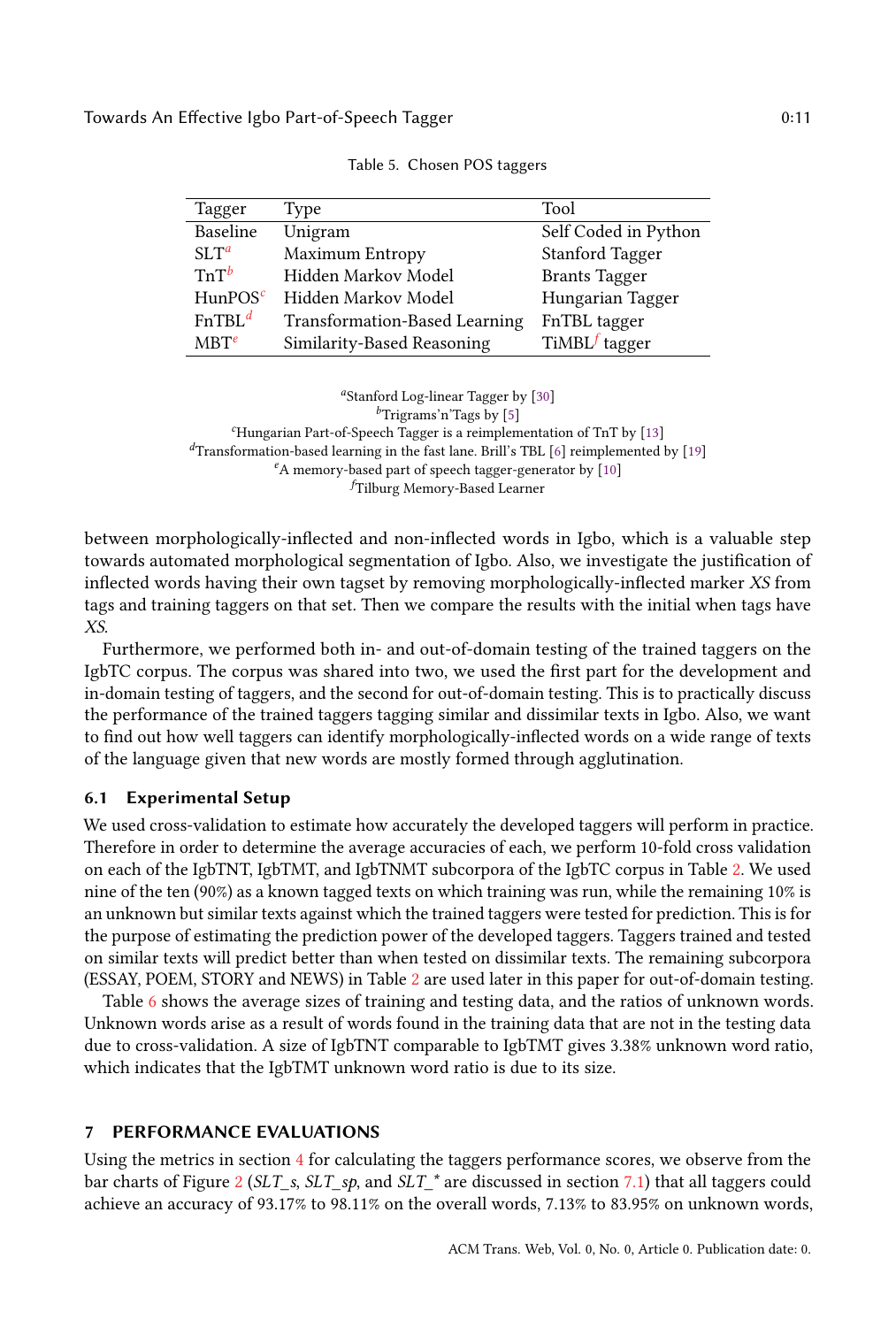Table 5. Chosen POS taggers

| Tagger | Type | Tool |
|---|---|---|
| Baseline | Unigram | Self Coded in Python |
| SLT[a] | Maximum Entropy | Stanford Tagger |
| TnT[b] | Hidden Markov Model | Brants Tagger |
| HunPOS[c] | Hidden Markov Model | Hungarian Tagger |
| FnTBL[d] | Transformation-Based Learning | FnTBL tagger |
| MBT[e] | Similarity-Based Reasoning | TiMBL[f] tagger |

[a]Stanford Log-linear Tagger by [30]
[b]Trigrams'n'Tags by [5]
[c]Hungarian Part-of-Speech Tagger is a reimplementation of TnT by [13]
[d]Transformation-based learning in the fast lane. Brill's TBL [6] reimplemented by [19]
[e]A memory-based part of speech tagger-generator by [10]
[f]Tilburg Memory-Based Learner

between morphologically-inflected and non-inflected words in Igbo, which is a valuable step towards automated morphological segmentation of Igbo. Also, we investigate the justification of inflected words having their own tagset by removing morphologically-inflected marker *XS* from tags and training taggers on that set. Then we compare the results with the initial when tags have *XS*.

Furthermore, we performed both in- and out-of-domain testing of the trained taggers on the IgbTC corpus. The corpus was shared into two, we used the first part for the development and in-domain testing of taggers, and the second for out-of-domain testing. This is to practically discuss the performance of the trained taggers tagging similar and dissimilar texts in Igbo. Also, we want to find out how well taggers can identify morphologically-inflected words on a wide range of texts of the language given that new words are mostly formed through agglutination.

### 6.1 Experimental Setup

We used cross-validation to estimate how accurately the developed taggers will perform in practice. Therefore in order to determine the average accuracies of each, we perform 10-fold cross validation on each of the IgbTNT, IgbTMT, and IgbTNMT subcorpora of the IgbTC corpus in Table 2. We used nine of the ten (90%) as a known tagged texts on which training was run, while the remaining 10% is an unknown but similar texts against which the trained taggers were tested for prediction. This is for the purpose of estimating the prediction power of the developed taggers. Taggers trained and tested on similar texts will predict better than when tested on dissimilar texts. The remaining subcorpora (ESSAY, POEM, STORY and NEWS) in Table 2 are used later in this paper for out-of-domain testing.

Table 6 shows the average sizes of training and testing data, and the ratios of unknown words. Unknown words arise as a result of words found in the training data that are not in the testing data due to cross-validation. A size of IgbTNT comparable to IgbTMT gives 3.38% unknown word ratio, which indicates that the IgbTMT unknown word ratio is due to its size.

## 7 PERFORMANCE EVALUATIONS

Using the metrics in section 4 for calculating the taggers performance scores, we observe from the bar charts of Figure 2 (*SLT_s*, *SLT_sp*, and *SLT_\** are discussed in section 7.1) that all taggers could achieve an accuracy of 93.17% to 98.11% on the overall words, 7.13% to 83.95% on unknown words,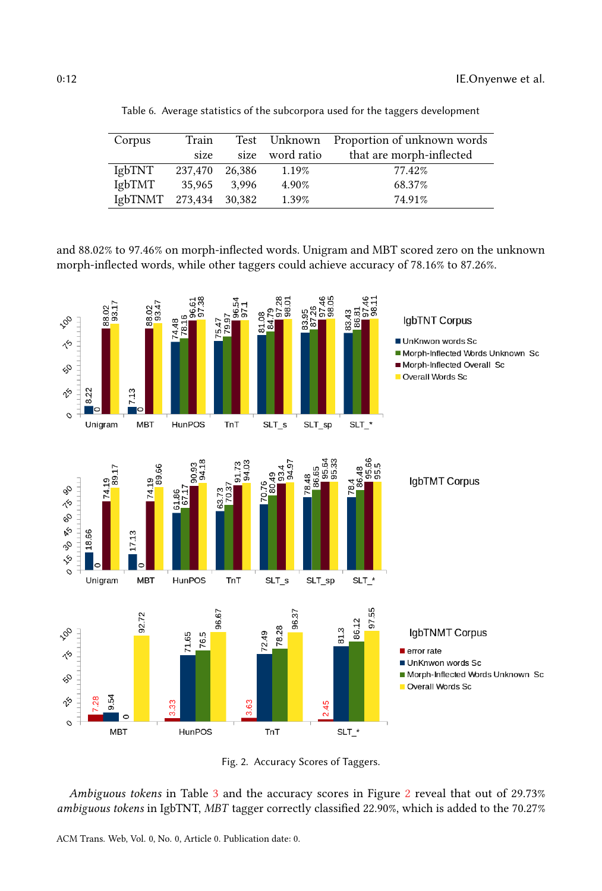Table 6. Average statistics of the subcorpora used for the taggers development

| Corpus | Train size | Test size | Unknown word ratio | Proportion of unknown words that are morph-inflected |
|---|---|---|---|---|
| IgbTNT | 237,470 | 26,386 | 1.19% | 77.42% |
| IgbTMT | 35,965 | 3,996 | 4.90% | 68.37% |
| IgbTNMT | 273,434 | 30,382 | 1.39% | 74.91% |

and 88.02% to 97.46% on morph-inflected words. Unigram and MBT scored zero on the unknown morph-inflected words, while other taggers could achieve accuracy of 78.16% to 87.26%.

Fig. 2. Accuracy Scores of Taggers.

*Ambiguous tokens* in Table 3 and the accuracy scores in Figure 2 reveal that out of 29.73% *ambiguous tokens* in IgbTNT, *MBT* tagger correctly classified 22.90%, which is added to the 70.27%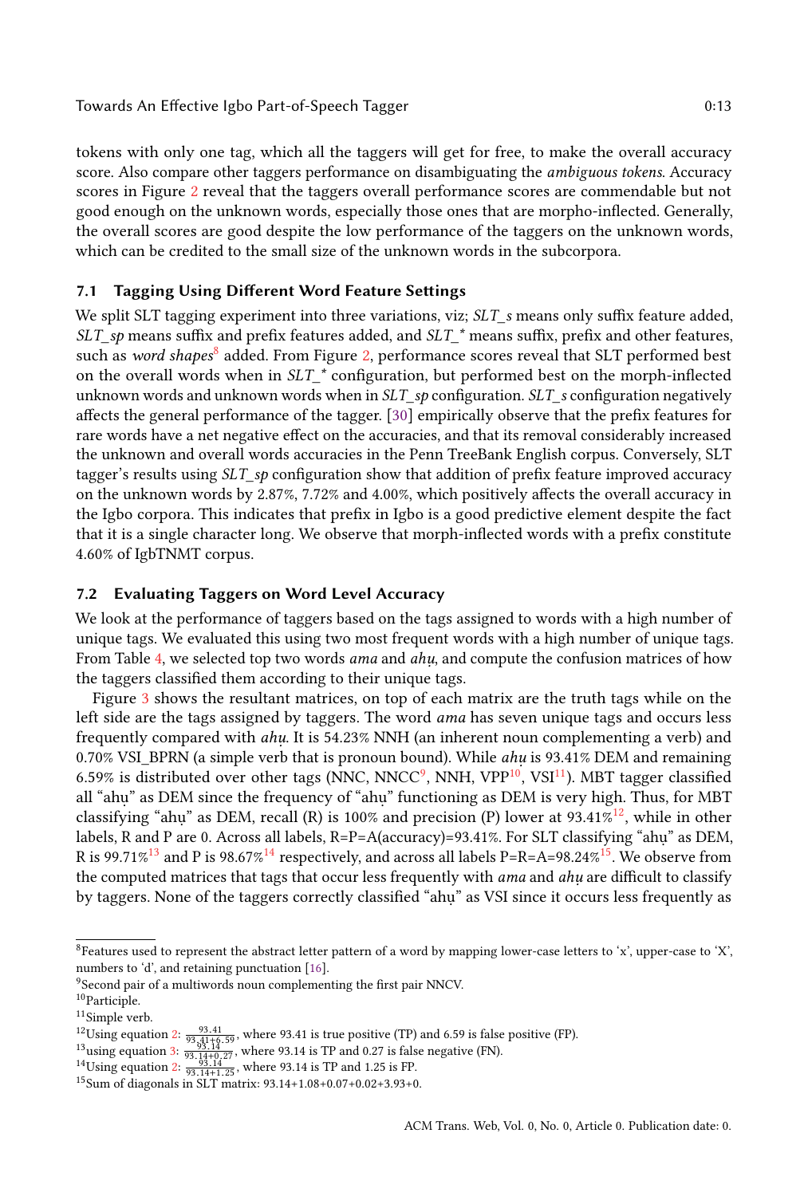tokens with only one tag, which all the taggers will get for free, to make the overall accuracy score. Also compare other taggers performance on disambiguating the *ambiguous tokens*. Accuracy scores in Figure 2 reveal that the taggers overall performance scores are commendable but not good enough on the unknown words, especially those ones that are morpho-inflected. Generally, the overall scores are good despite the low performance of the taggers on the unknown words, which can be credited to the small size of the unknown words in the subcorpora.

### 7.1 Tagging Using Different Word Feature Settings

We split SLT tagging experiment into three variations, viz; *SLT_s* means only suffix feature added, *SLT_sp* means suffix and prefix features added, and *SLT_** means suffix, prefix and other features, such as *word shapes*[8] added. From Figure 2, performance scores reveal that SLT performed best on the overall words when in *SLT_** configuration, but performed best on the morph-inflected unknown words and unknown words when in *SLT_sp* configuration. *SLT_s* configuration negatively affects the general performance of the tagger. [30] empirically observe that the prefix features for rare words have a net negative effect on the accuracies, and that its removal considerably increased the unknown and overall words accuracies in the Penn TreeBank English corpus. Conversely, SLT tagger's results using *SLT_sp* configuration show that addition of prefix feature improved accuracy on the unknown words by 2.87%, 7.72% and 4.00%, which positively affects the overall accuracy in the Igbo corpora. This indicates that prefix in Igbo is a good predictive element despite the fact that it is a single character long. We observe that morph-inflected words with a prefix constitute 4.60% of IgbTNMT corpus.

### 7.2 Evaluating Taggers on Word Level Accuracy

We look at the performance of taggers based on the tags assigned to words with a high number of unique tags. We evaluated this using two most frequent words with a high number of unique tags. From Table 4, we selected top two words *ama* and *ahụ*, and compute the confusion matrices of how the taggers classified them according to their unique tags.

Figure 3 shows the resultant matrices, on top of each matrix are the truth tags while on the left side are the tags assigned by taggers. The word *ama* has seven unique tags and occurs less frequently compared with *ahụ*. It is 54.23% NNH (an inherent noun complementing a verb) and 0.70% VSI_BPRN (a simple verb that is pronoun bound). While *ahụ* is 93.41% DEM and remaining 6.59% is distributed over other tags (NNC, NNCC[9], NNH, VPP[10], VSI[11]). MBT tagger classified all "ahụ" as DEM since the frequency of "ahụ" functioning as DEM is very high. Thus, for MBT classifying "ahụ" as DEM, recall (R) is 100% and precision (P) lower at 93.41%[12], while in other labels, R and P are 0. Across all labels, R=P=A(accuracy)=93.41%. For SLT classifying "ahụ" as DEM, R is 99.71%[13] and P is 98.67%[14] respectively, and across all labels P=R=A=98.24%[15]. We observe from the computed matrices that tags that occur less frequently with *ama* and *ahụ* are difficult to classify by taggers. None of the taggers correctly classified "ahụ" as VSI since it occurs less frequently as

---

[8] Features used to represent the abstract letter pattern of a word by mapping lower-case letters to 'x', upper-case to 'X', numbers to 'd', and retaining punctuation [16].

[9] Second pair of a multiwords noun complementing the first pair NNCV.

[10] Participle.

[11] Simple verb.

[12] Using equation 2: $\frac{93.41}{93.41+6.59}$, where 93.41 is true positive (TP) and 6.59 is false positive (FP).

[13] using equation 3: $\frac{93.14}{93.14+0.27}$, where 93.14 is TP and 0.27 is false negative (FN).

[14] Using equation 2: $\frac{93.14}{93.14+1.25}$, where 93.14 is TP and 1.25 is FP.

[15] Sum of diagonals in SLT matrix: 93.14+1.08+0.07+0.02+3.93+0.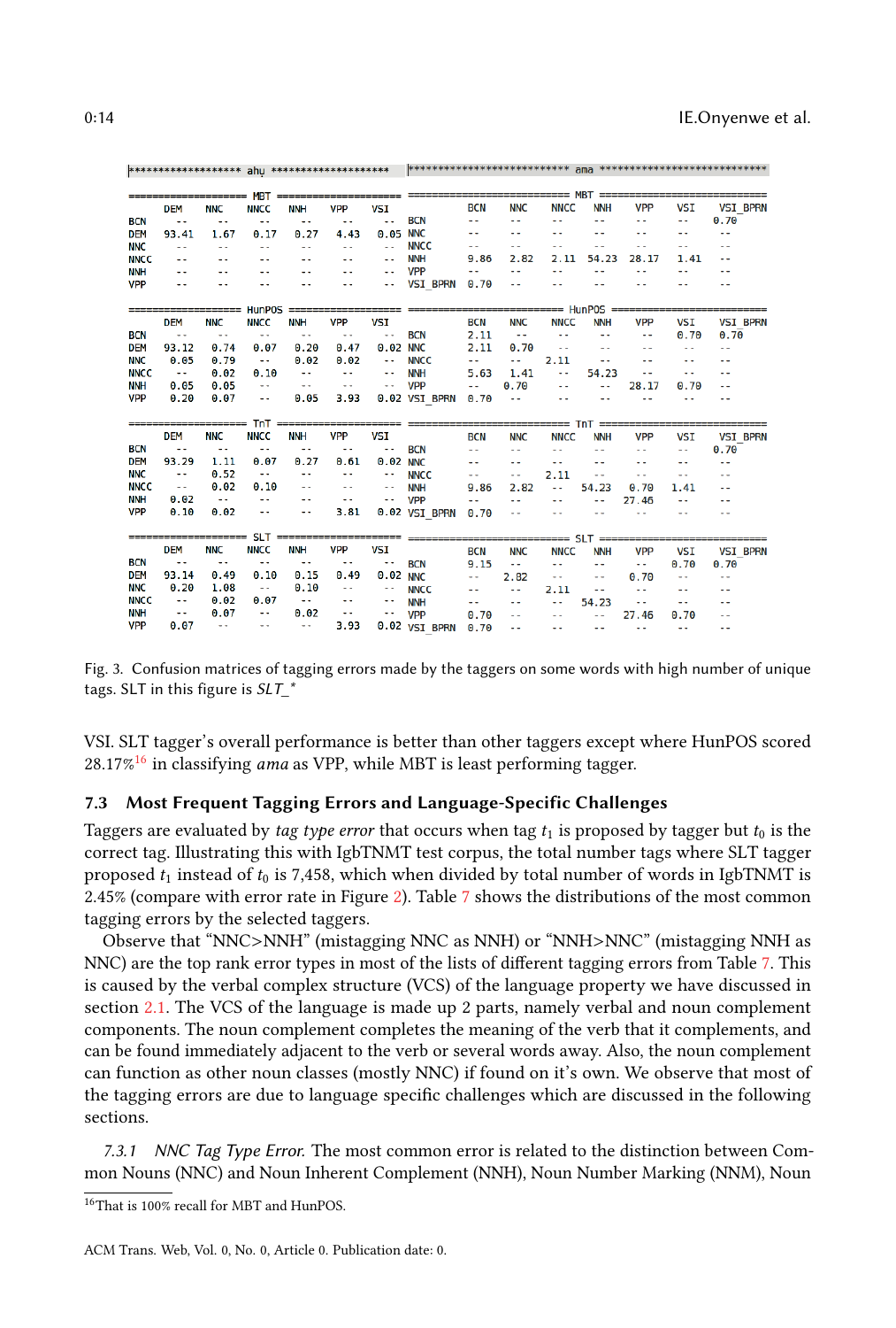**ahu — MBT**

| | DEM | NNC | NNCC | NNH | VPP | VSI |
|---|---|---|---|---|---|---|
| BCN | -- | -- | -- | -- | -- | -- |
| DEM | 93.41 | 1.67 | 0.17 | 0.27 | 4.43 | 0.05 |
| NNC | -- | -- | -- | -- | -- | -- |
| NNCC | -- | -- | -- | -- | -- | -- |
| NNH | -- | -- | -- | -- | -- | -- |
| VPP | -- | -- | -- | -- | -- | -- |

**ama — MBT**

| | BCN | NNC | NNCC | NNH | VPP | VSI | VSI_BPRN |
|---|---|---|---|---|---|---|---|
| BCN | -- | -- | -- | -- | -- | -- | 0.70 |
| NNC | -- | -- | -- | -- | -- | -- | -- |
| NNCC | -- | -- | -- | -- | -- | -- | -- |
| NNH | 9.86 | 2.82 | 2.11 | 54.23 | 28.17 | 1.41 | -- |
| VPP | -- | -- | -- | -- | -- | -- | -- |
| VSI_BPRN | 0.70 | -- | -- | -- | -- | -- | -- |

**ahu — HunPOS**

| | DEM | NNC | NNCC | NNH | VPP | VSI |
|---|---|---|---|---|---|---|
| BCN | -- | -- | -- | -- | -- | -- |
| DEM | 93.12 | 0.74 | 0.07 | 0.20 | 0.47 | 0.02 |
| NNC | 0.05 | 0.79 | -- | 0.02 | 0.02 | -- |
| NNCC | -- | 0.02 | 0.10 | -- | -- | -- |
| NNH | 0.05 | 0.05 | -- | -- | -- | -- |
| VPP | 0.20 | 0.07 | -- | 0.05 | 3.93 | 0.02 |

**ama — HunPOS**

| | BCN | NNC | NNCC | NNH | VPP | VSI | VSI_BPRN |
|---|---|---|---|---|---|---|---|
| BCN | 2.11 | -- | -- | -- | -- | 0.70 | 0.70 |
| NNC | 2.11 | 0.70 | -- | -- | -- | -- | -- |
| NNCC | -- | -- | 2.11 | -- | -- | -- | -- |
| NNH | 5.63 | 1.41 | -- | 54.23 | -- | -- | -- |
| VPP | -- | 0.70 | -- | -- | 28.17 | 0.70 | -- |
| VSI_BPRN | 0.70 | -- | -- | -- | -- | -- | -- |

**ahu — TnT**

| | DEM | NNC | NNCC | NNH | VPP | VSI |
|---|---|---|---|---|---|---|
| BCN | -- | -- | -- | -- | -- | -- |
| DEM | 93.29 | 1.11 | 0.07 | 0.27 | 0.61 | 0.02 |
| NNC | -- | 0.52 | -- | -- | -- | -- |
| NNCC | -- | 0.02 | 0.10 | -- | -- | -- |
| NNH | 0.02 | -- | -- | -- | -- | -- |
| VPP | 0.10 | 0.02 | -- | -- | 3.81 | 0.02 |

**ama — TnT**

| | BCN | NNC | NNCC | NNH | VPP | VSI | VSI_BPRN |
|---|---|---|---|---|---|---|---|
| BCN | -- | -- | -- | -- | -- | -- | 0.70 |
| NNC | -- | -- | -- | -- | -- | -- | -- |
| NNCC | -- | -- | 2.11 | -- | -- | -- | -- |
| NNH | 9.86 | 2.82 | -- | 54.23 | 0.70 | 1.41 | -- |
| VPP | -- | -- | -- | -- | 27.46 | -- | -- |
| VSI_BPRN | 0.70 | -- | -- | -- | -- | -- | -- |

**ahu — SLT**

| | DEM | NNC | NNCC | NNH | VPP | VSI |
|---|---|---|---|---|---|---|
| BCN | -- | -- | -- | -- | -- | -- |
| DEM | 93.14 | 0.49 | 0.10 | 0.15 | 0.49 | 0.02 |
| NNC | 0.20 | 1.08 | -- | 0.10 | -- | -- |
| NNCC | -- | 0.02 | 0.07 | -- | -- | -- |
| NNH | -- | 0.07 | -- | 0.02 | -- | -- |
| VPP | 0.07 | -- | -- | -- | 3.93 | 0.02 |

**ama — SLT**

| | BCN | NNC | NNCC | NNH | VPP | VSI | VSI_BPRN |
|---|---|---|---|---|---|---|---|
| BCN | 9.15 | -- | -- | -- | -- | 0.70 | 0.70 |
| NNC | -- | 2.82 | -- | -- | 0.70 | -- | -- |
| NNCC | -- | -- | 2.11 | -- | -- | -- | -- |
| NNH | -- | -- | -- | 54.23 | -- | -- | -- |
| VPP | 0.70 | -- | -- | -- | 27.46 | 0.70 | -- |
| VSI_BPRN | 0.70 | -- | -- | -- | -- | -- | -- |

Fig. 3. Confusion matrices of tagging errors made by the taggers on some words with high number of unique tags. SLT in this figure is *SLT_**

VSI. SLT tagger's overall performance is better than other taggers except where HunPOS scored 28.17%[16] in classifying *ama* as VPP, while MBT is least performing tagger.

### 7.3 Most Frequent Tagging Errors and Language-Specific Challenges

Taggers are evaluated by *tag type error* that occurs when tag $t_1$ is proposed by tagger but $t_0$ is the correct tag. Illustrating this with IgbTNMT test corpus, the total number tags where SLT tagger proposed $t_1$ instead of $t_0$ is 7,458, which when divided by total number of words in IgbTNMT is 2.45% (compare with error rate in Figure 2). Table 7 shows the distributions of the most common tagging errors by the selected taggers.

Observe that "NNC>NNH" (mistagging NNC as NNH) or "NNH>NNC" (mistagging NNH as NNC) are the top rank error types in most of the lists of different tagging errors from Table 7. This is caused by the verbal complex structure (VCS) of the language property we have discussed in section 2.1. The VCS of the language is made up 2 parts, namely verbal and noun complement components. The noun complement completes the meaning of the verb that it complements, and can be found immediately adjacent to the verb or several words away. Also, the noun complement can function as other noun classes (mostly NNC) if found on it's own. We observe that most of the tagging errors are due to language specific challenges which are discussed in the following sections.

*7.3.1 NNC Tag Type Error.* The most common error is related to the distinction between Common Nouns (NNC) and Noun Inherent Complement (NNH), Noun Number Marking (NNM), Noun

[16] That is 100% recall for MBT and HunPOS.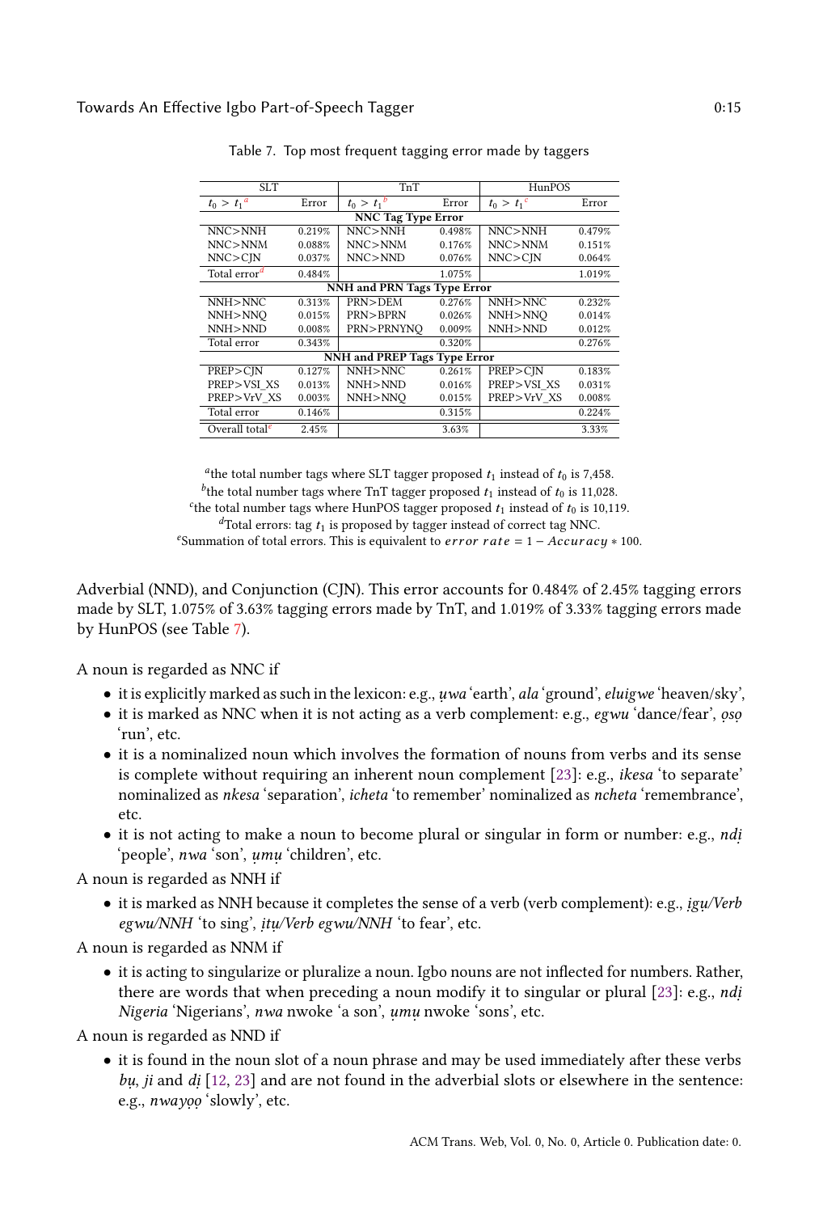Table 7. Top most frequent tagging error made by taggers

| SLT | | TnT | | HunPOS | |
|---|---|---|---|---|---|
| $t_0 > t_1$[a] | Error | $t_0 > t_1$[b] | Error | $t_0 > t_1$[c] | Error |
| **NNC Tag Type Error** | | | | | |
| NNC>NNH | 0.219% | NNC>NNH | 0.498% | NNC>NNH | 0.479% |
| NNC>NNM | 0.088% | NNC>NNM | 0.176% | NNC>NNM | 0.151% |
| NNC>CJN | 0.037% | NNC>NND | 0.076% | NNC>CJN | 0.064% |
| Total error[d] | 0.484% | | 1.075% | | 1.019% |
| **NNH and PRN Tags Type Error** | | | | | |
| NNH>NNC | 0.313% | PRN>DEM | 0.276% | NNH>NNC | 0.232% |
| NNH>NNQ | 0.015% | PRN>BPRN | 0.026% | NNH>NNQ | 0.014% |
| NNH>NND | 0.008% | PRN>PRNYNQ | 0.009% | NNH>NND | 0.012% |
| Total error | 0.343% | | 0.320% | | 0.276% |
| **NNH and PREP Tags Type Error** | | | | | |
| PREP>CJN | 0.127% | NNH>NNC | 0.261% | PREP>CJN | 0.183% |
| PREP>VSI_XS | 0.013% | NNH>NND | 0.016% | PREP>VSI_XS | 0.031% |
| PREP>VrV_XS | 0.003% | NNH>NNQ | 0.015% | PREP>VrV_XS | 0.008% |
| Total error | 0.146% | | 0.315% | | 0.224% |
| Overall total[e] | 2.45% | | 3.63% | | 3.33% |

[a]the total number tags where SLT tagger proposed $t_1$ instead of $t_0$ is 7,458.
[b]the total number tags where TnT tagger proposed $t_1$ instead of $t_0$ is 11,028.
[c]the total number tags where HunPOS tagger proposed $t_1$ instead of $t_0$ is 10,119.
[d]Total errors: tag $t_1$ is proposed by tagger instead of correct tag NNC.
[e]Summation of total errors. This is equivalent to $error\ rate = 1 - Accuracy * 100$.

Adverbial (NND), and Conjunction (CJN). This error accounts for 0.484% of 2.45% tagging errors made by SLT, 1.075% of 3.63% tagging errors made by TnT, and 1.019% of 3.33% tagging errors made by HunPOS (see Table 7).

A noun is regarded as NNC if

- it is explicitly marked as such in the lexicon: e.g., *ụwa* 'earth', *ala* 'ground', *eluigwe* 'heaven/sky',
- it is marked as NNC when it is not acting as a verb complement: e.g., *egwu* 'dance/fear', *ọsọ* 'run', etc.
- it is a nominalized noun which involves the formation of nouns from verbs and its sense is complete without requiring an inherent noun complement [23]: e.g., *ikesa* 'to separate' nominalized as *nkesa* 'separation', *icheta* 'to remember' nominalized as *ncheta* 'remembrance', etc.
- it is not acting to make a noun to become plural or singular in form or number: e.g., *ndị* 'people', *nwa* 'son', *ụmụ* 'children', etc.

A noun is regarded as NNH if

- it is marked as NNH because it completes the sense of a verb (verb complement): e.g., *ịgụ/Verb egwu/NNH* 'to sing', *ịtụ/Verb egwu/NNH* 'to fear', etc.

A noun is regarded as NNM if

- it is acting to singularize or pluralize a noun. Igbo nouns are not inflected for numbers. Rather, there are words that when preceding a noun modify it to singular or plural [23]: e.g., *ndị Nigeria* 'Nigerians', *nwa* nwoke 'a son', *ụmụ* nwoke 'sons', etc.

A noun is regarded as NND if

- it is found in the noun slot of a noun phrase and may be used immediately after these verbs *bụ*, *ji* and *dị* [12, 23] and are not found in the adverbial slots or elsewhere in the sentence: e.g., *nwayọọ* 'slowly', etc.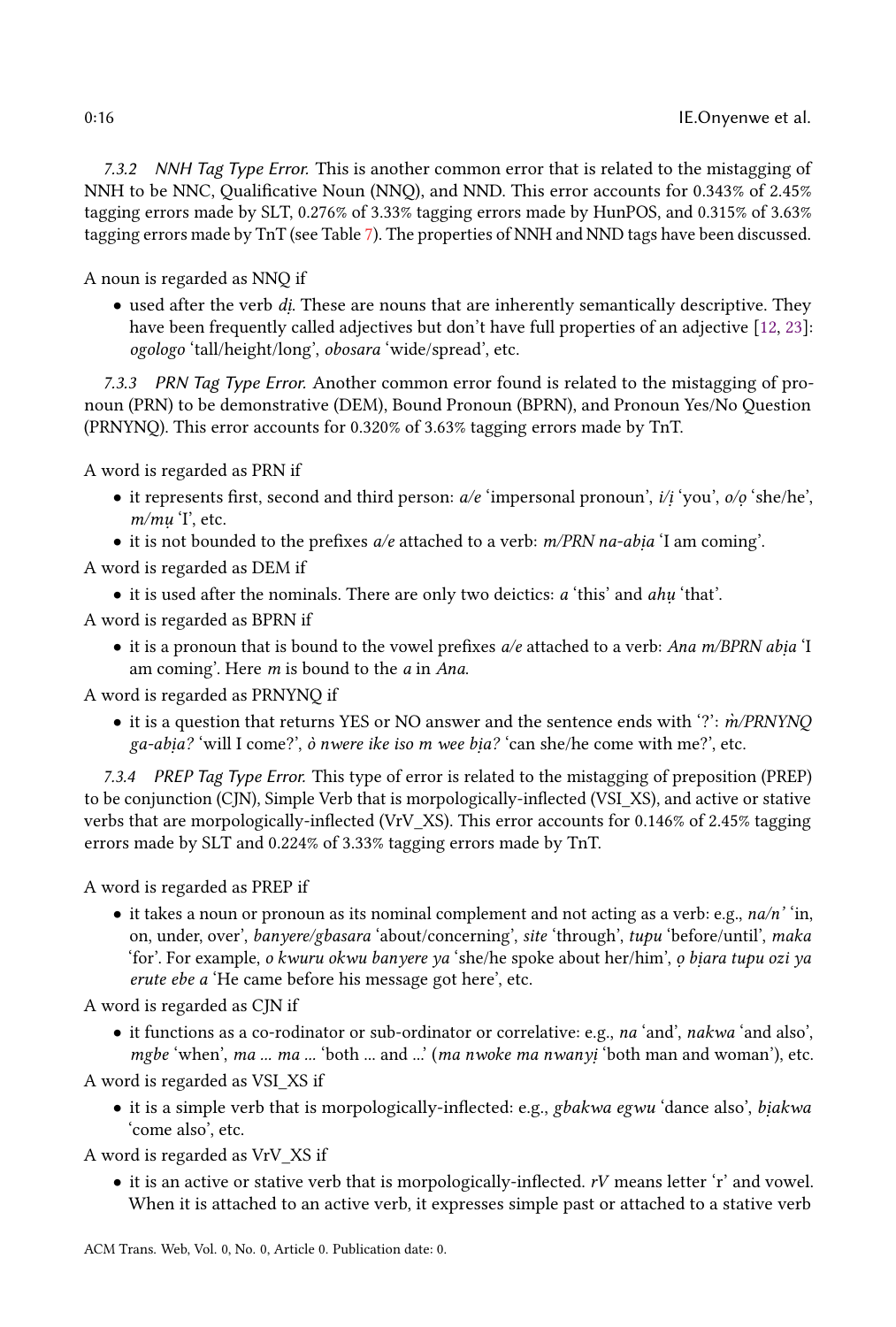#### 7.3.2 NNH Tag Type Error.

This is another common error that is related to the mistagging of NNH to be NNC, Qualificative Noun (NNQ), and NND. This error accounts for 0.343% of 2.45% tagging errors made by SLT, 0.276% of 3.33% tagging errors made by HunPOS, and 0.315% of 3.63% tagging errors made by TnT (see Table 7). The properties of NNH and NND tags have been discussed.

A noun is regarded as NNQ if

- used after the verb *dị*. These are nouns that are inherently semantically descriptive. They have been frequently called adjectives but don't have full properties of an adjective [12, 23]: *ogologo* 'tall/height/long', *obosara* 'wide/spread', etc.

#### 7.3.3 PRN Tag Type Error.

Another common error found is related to the mistagging of pronoun (PRN) to be demonstrative (DEM), Bound Pronoun (BPRN), and Pronoun Yes/No Question (PRNYNQ). This error accounts for 0.320% of 3.63% tagging errors made by TnT.

A word is regarded as PRN if

- it represents first, second and third person: *a/e* 'impersonal pronoun', *i/ị* 'you', *o/ọ* 'she/he', *m/mụ* 'I', etc.
- it is not bounded to the prefixes *a/e* attached to a verb: *m/PRN na-abịa* 'I am coming'.

A word is regarded as DEM if

- it is used after the nominals. There are only two deictics: *a* 'this' and *ahụ* 'that'.

A word is regarded as BPRN if

- it is a pronoun that is bound to the vowel prefixes *a/e* attached to a verb: *Ana m/BPRN abịa* 'I am coming'. Here *m* is bound to the *a* in *Ana*.

A word is regarded as PRNYNQ if

- it is a question that returns YES or NO answer and the sentence ends with '?': *m̀/PRNYNQ ga-abịa?* 'will I come?', *ò nwere ike iso m wee bịa?* 'can she/he come with me?', etc.

#### 7.3.4 PREP Tag Type Error.

This type of error is related to the mistagging of preposition (PREP) to be conjunction (CJN), Simple Verb that is morpologically-inflected (VSI_XS), and active or stative verbs that are morpologically-inflected (VrV_XS). This error accounts for 0.146% of 2.45% tagging errors made by SLT and 0.224% of 3.33% tagging errors made by TnT.

A word is regarded as PREP if

- it takes a noun or pronoun as its nominal complement and not acting as a verb: e.g., *na/n'* 'in, on, under, over', *banyere/gbasara* 'about/concerning', *site* 'through', *tupu* 'before/until', *maka* 'for'. For example, *o kwuru okwu banyere ya* 'she/he spoke about her/him', *ọ bịara tupu ozi ya erute ebe a* 'He came before his message got here', etc.

A word is regarded as CJN if

- it functions as a co-rodinator or sub-ordinator or correlative: e.g., *na* 'and', *nakwa* 'and also', *mgbe* 'when', *ma ... ma ...* 'both ... and ...' (*ma nwoke ma nwanyị* 'both man and woman'), etc.

A word is regarded as VSI_XS if

- it is a simple verb that is morpologically-inflected: e.g., *gbakwa egwu* 'dance also', *bịakwa* 'come also', etc.

A word is regarded as VrV_XS if

- it is an active or stative verb that is morpologically-inflected. *rV* means letter 'r' and vowel. When it is attached to an active verb, it expresses simple past or attached to a stative verb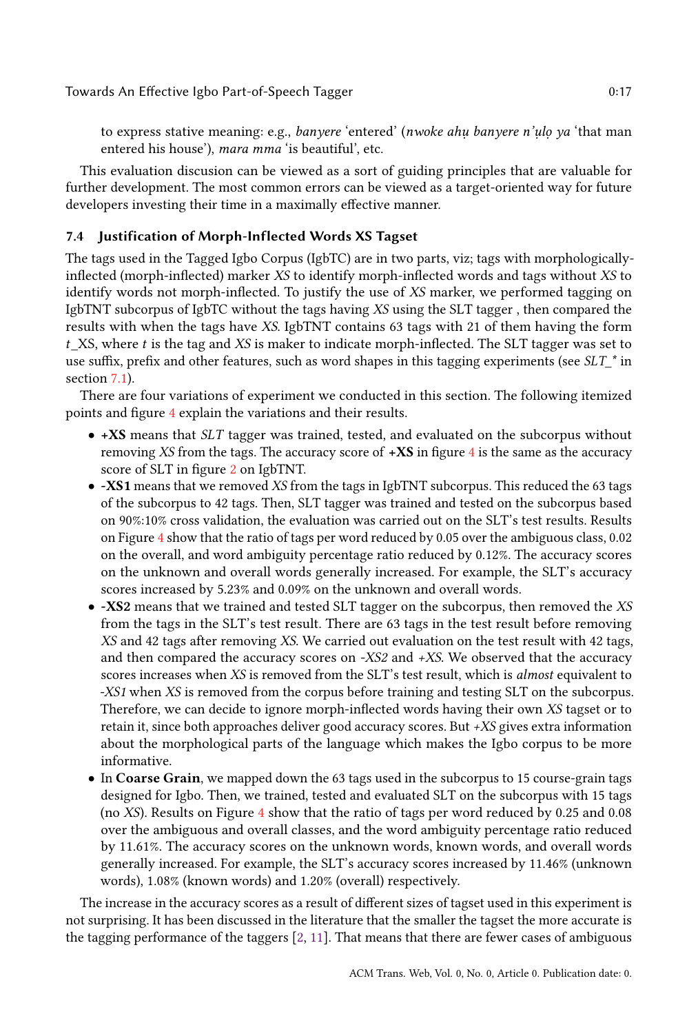to express stative meaning: e.g., *banyere* 'entered' (*nwoke ahụ banyere n'ụlọ ya* 'that man entered his house'), *mara mma* 'is beautiful', etc.

This evaluation discusion can be viewed as a sort of guiding principles that are valuable for further development. The most common errors can be viewed as a target-oriented way for future developers investing their time in a maximally effective manner.

### 7.4 Justification of Morph-Inflected Words XS Tagset

The tags used in the Tagged Igbo Corpus (IgbTC) are in two parts, viz; tags with morphologically-inflected (morph-inflected) marker *XS* to identify morph-inflected words and tags without *XS* to identify words not morph-inflected. To justify the use of *XS* marker, we performed tagging on IgbTNT subcorpus of IgbTC without the tags having *XS* using the SLT tagger , then compared the results with when the tags have *XS*. IgbTNT contains 63 tags with 21 of them having the form *t*_XS, where *t* is the tag and *XS* is maker to indicate morph-inflected. The SLT tagger was set to use suffix, prefix and other features, such as word shapes in this tagging experiments (see *SLT_** in section 7.1).

There are four variations of experiment we conducted in this section. The following itemized points and figure 4 explain the variations and their results.

- **+XS** means that *SLT* tagger was trained, tested, and evaluated on the subcorpus without removing *XS* from the tags. The accuracy score of **+XS** in figure 4 is the same as the accuracy score of SLT in figure 2 on IgbTNT.
- **-XS1** means that we removed *XS* from the tags in IgbTNT subcorpus. This reduced the 63 tags of the subcorpus to 42 tags. Then, SLT tagger was trained and tested on the subcorpus based on 90%:10% cross validation, the evaluation was carried out on the SLT's test results. Results on Figure 4 show that the ratio of tags per word reduced by 0.05 over the ambiguous class, 0.02 on the overall, and word ambiguity percentage ratio reduced by 0.12%. The accuracy scores on the unknown and overall words generally increased. For example, the SLT's accuracy scores increased by 5.23% and 0.09% on the unknown and overall words.
- **-XS2** means that we trained and tested SLT tagger on the subcorpus, then removed the *XS* from the tags in the SLT's test result. There are 63 tags in the test result before removing *XS* and 42 tags after removing *XS*. We carried out evaluation on the test result with 42 tags, and then compared the accuracy scores on *-XS2* and *+XS*. We observed that the accuracy scores increases when *XS* is removed from the SLT's test result, which is *almost* equivalent to *-XS1* when *XS* is removed from the corpus before training and testing SLT on the subcorpus. Therefore, we can decide to ignore morph-inflected words having their own *XS* tagset or to retain it, since both approaches deliver good accuracy scores. But *+XS* gives extra information about the morphological parts of the language which makes the Igbo corpus to be more informative.
- In **Coarse Grain**, we mapped down the 63 tags used in the subcorpus to 15 course-grain tags designed for Igbo. Then, we trained, tested and evaluated SLT on the subcorpus with 15 tags (no *XS*). Results on Figure 4 show that the ratio of tags per word reduced by 0.25 and 0.08 over the ambiguous and overall classes, and the word ambiguity percentage ratio reduced by 11.61%. The accuracy scores on the unknown words, known words, and overall words generally increased. For example, the SLT's accuracy scores increased by 11.46% (unknown words), 1.08% (known words) and 1.20% (overall) respectively.

The increase in the accuracy scores as a result of different sizes of tagset used in this experiment is not surprising. It has been discussed in the literature that the smaller the tagset the more accurate is the tagging performance of the taggers [2, 11]. That means that there are fewer cases of ambiguous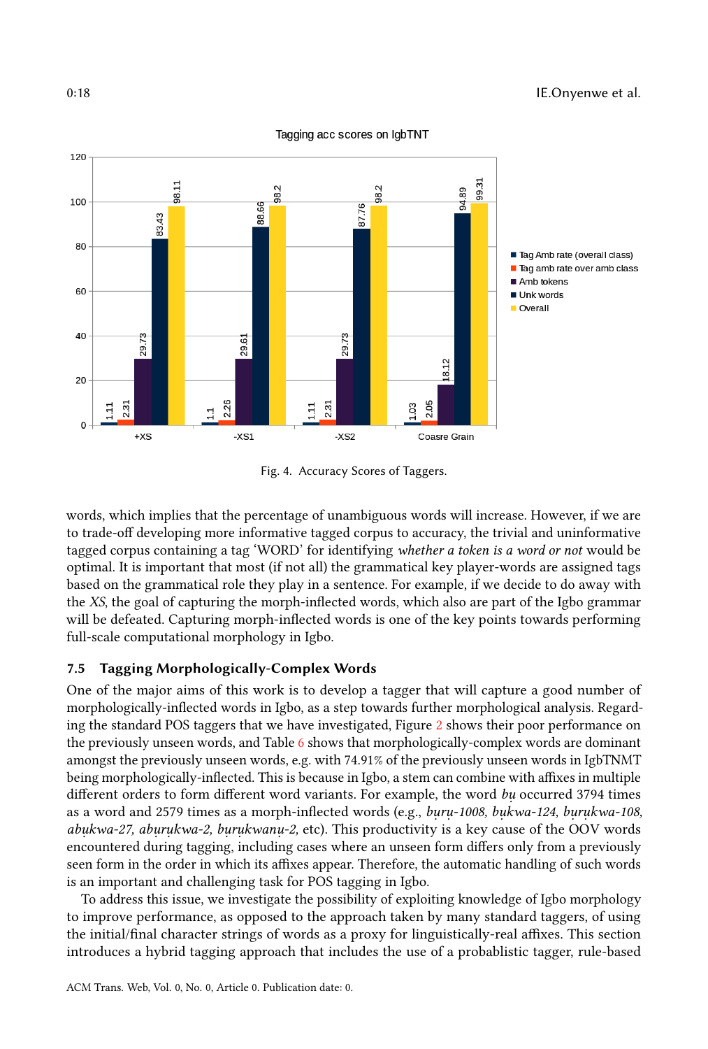Fig. 4. Accuracy Scores of Taggers.

words, which implies that the percentage of unambiguous words will increase. However, if we are to trade-off developing more informative tagged corpus to accuracy, the trivial and uninformative tagged corpus containing a tag 'WORD' for identifying *whether a token is a word or not* would be optimal. It is important that most (if not all) the grammatical key player-words are assigned tags based on the grammatical role they play in a sentence. For example, if we decide to do away with the *XS*, the goal of capturing the morph-inflected words, which also are part of the Igbo grammar will be defeated. Capturing morph-inflected words is one of the key points towards performing full-scale computational morphology in Igbo.

### 7.5 Tagging Morphologically-Complex Words

One of the major aims of this work is to develop a tagger that will capture a good number of morphologically-inflected words in Igbo, as a step towards further morphological analysis. Regarding the standard POS taggers that we have investigated, Figure 2 shows their poor performance on the previously unseen words, and Table 6 shows that morphologically-complex words are dominant amongst the previously unseen words, e.g. with 74.91% of the previously unseen words in IgbTNMT being morphologically-inflected. This is because in Igbo, a stem can combine with affixes in multiple different orders to form different word variants. For example, the word *bụ* occurred 3794 times as a word and 2579 times as a morph-inflected words (e.g., *bụrụ-1008, bụkwa-124, bụrụkwa-108, abụkwa-27, abụrụkwa-2, bụrụkwanụ-2,* etc). This productivity is a key cause of the OOV words encountered during tagging, including cases where an unseen form differs only from a previously seen form in the order in which its affixes appear. Therefore, the automatic handling of such words is an important and challenging task for POS tagging in Igbo.

To address this issue, we investigate the possibility of exploiting knowledge of Igbo morphology to improve performance, as opposed to the approach taken by many standard taggers, of using the initial/final character strings of words as a proxy for linguistically-real affixes. This section introduces a hybrid tagging approach that includes the use of a probablistic tagger, rule-based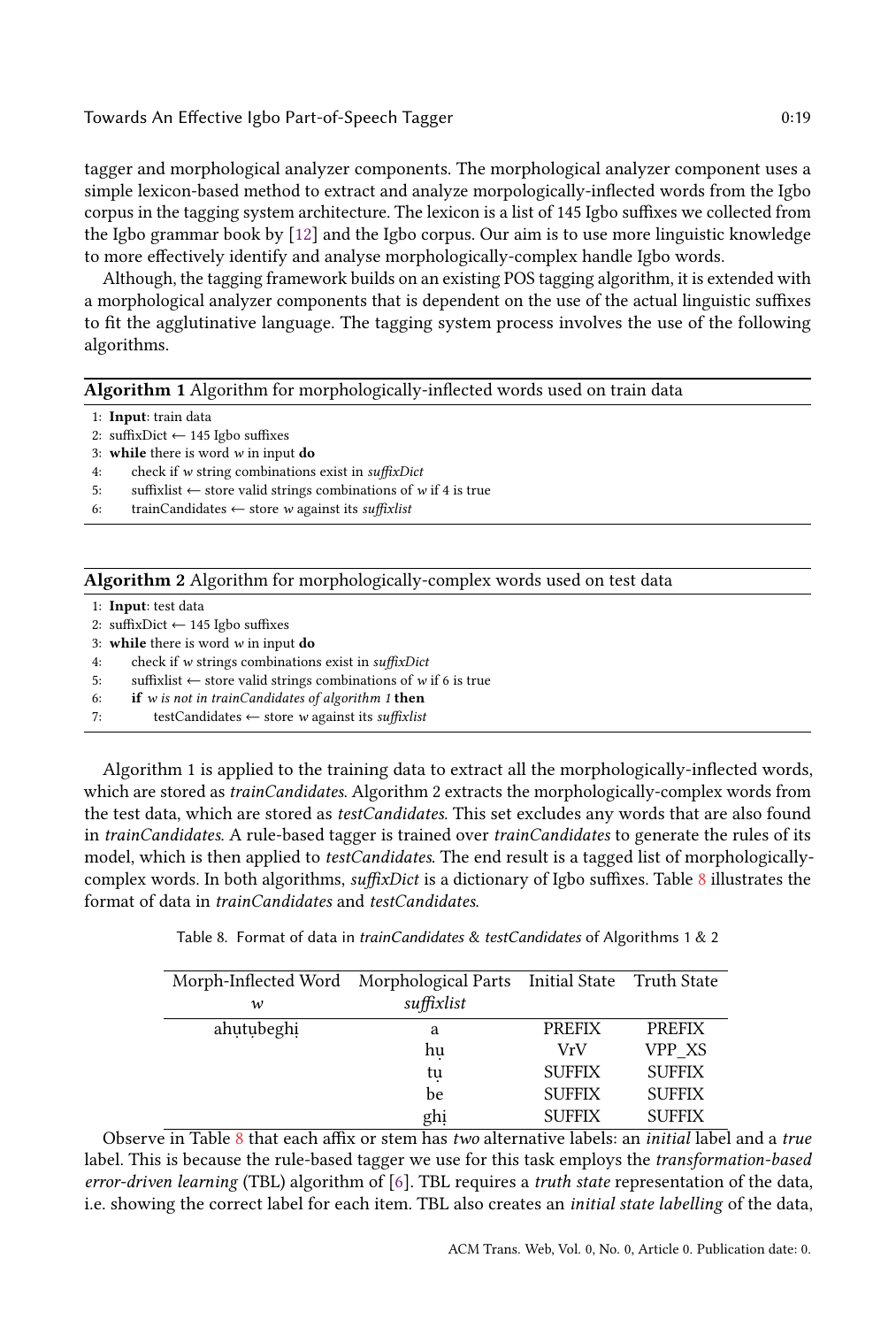tagger and morphological analyzer components. The morphological analyzer component uses a simple lexicon-based method to extract and analyze morpologically-inflected words from the Igbo corpus in the tagging system architecture. The lexicon is a list of 145 Igbo suffixes we collected from the Igbo grammar book by [12] and the Igbo corpus. Our aim is to use more linguistic knowledge to more effectively identify and analyse morphologically-complex handle Igbo words.

Although, the tagging framework builds on an existing POS tagging algorithm, it is extended with a morphological analyzer components that is dependent on the use of the actual linguistic suffixes to fit the agglutinative language. The tagging system process involves the use of the following algorithms.

**Algorithm 1** Algorithm for morphologically-inflected words used on train data

```
1: Input: train data
2: suffixDict ← 145 Igbo suffixes
3: while there is word w in input do
4:     check if w string combinations exist in suffixDict
5:     suffixlist ← store valid strings combinations of w if 4 is true
6:     trainCandidates ← store w against its suffixlist
```

**Algorithm 2** Algorithm for morphologically-complex words used on test data

```
1: Input: test data
2: suffixDict ← 145 Igbo suffixes
3: while there is word w in input do
4:     check if w strings combinations exist in suffixDict
5:     suffixlist ← store valid strings combinations of w if 6 is true
6:     if w is not in trainCandidates of algorithm 1 then
7:         testCandidates ← store w against its suffixlist
```

Algorithm 1 is applied to the training data to extract all the morphologically-inflected words, which are stored as *trainCandidates*. Algorithm 2 extracts the morphologically-complex words from the test data, which are stored as *testCandidates*. This set excludes any words that are also found in *trainCandidates*. A rule-based tagger is trained over *trainCandidates* to generate the rules of its model, which is then applied to *testCandidates*. The end result is a tagged list of morphologically-complex words. In both algorithms, *suffixDict* is a dictionary of Igbo suffixes. Table 8 illustrates the format of data in *trainCandidates* and *testCandidates*.

Table 8. Format of data in *trainCandidates* & *testCandidates* of Algorithms 1 & 2

| Morph-Inflected Word *w* | Morphological Parts *suffixlist* | Initial State | Truth State |
|---|---|---|---|
| ahụtụbeghị | a | PREFIX | PREFIX |
| | hụ | VrV | VPP_XS |
| | tụ | SUFFIX | SUFFIX |
| | be | SUFFIX | SUFFIX |
| | ghị | SUFFIX | SUFFIX |

Observe in Table 8 that each affix or stem has *two* alternative labels: an *initial* label and a *true* label. This is because the rule-based tagger we use for this task employs the *transformation-based error-driven learning* (TBL) algorithm of [6]. TBL requires a *truth state* representation of the data, i.e. showing the correct label for each item. TBL also creates an *initial state labelling* of the data,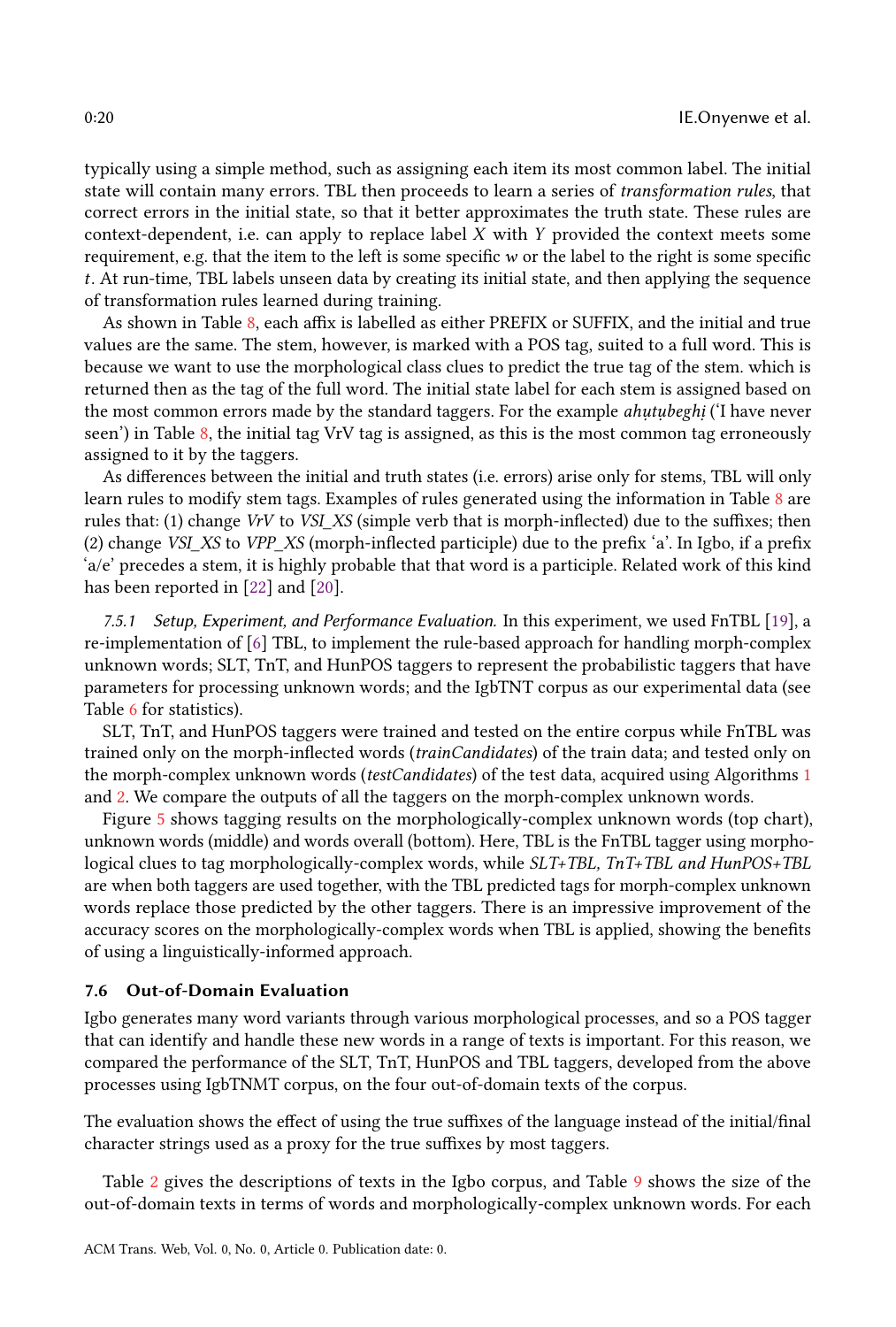typically using a simple method, such as assigning each item its most common label. The initial state will contain many errors. TBL then proceeds to learn a series of *transformation rules*, that correct errors in the initial state, so that it better approximates the truth state. These rules are context-dependent, i.e. can apply to replace label $X$ with $Y$ provided the context meets some requirement, e.g. that the item to the left is some specific $w$ or the label to the right is some specific $t$. At run-time, TBL labels unseen data by creating its initial state, and then applying the sequence of transformation rules learned during training.

As shown in Table 8, each affix is labelled as either PREFIX or SUFFIX, and the initial and true values are the same. The stem, however, is marked with a POS tag, suited to a full word. This is because we want to use the morphological class clues to predict the true tag of the stem. which is returned then as the tag of the full word. The initial state label for each stem is assigned based on the most common errors made by the standard taggers. For the example *ahụtụbeghị* ('I have never seen') in Table 8, the initial tag VrV tag is assigned, as this is the most common tag erroneously assigned to it by the taggers.

As differences between the initial and truth states (i.e. errors) arise only for stems, TBL will only learn rules to modify stem tags. Examples of rules generated using the information in Table 8 are rules that: (1) change *VrV* to *VSI_XS* (simple verb that is morph-inflected) due to the suffixes; then (2) change *VSI_XS* to *VPP_XS* (morph-inflected participle) due to the prefix 'a'. In Igbo, if a prefix 'a/e' precedes a stem, it is highly probable that that word is a participle. Related work of this kind has been reported in [22] and [20].

#### 7.5.1 Setup, Experiment, and Performance Evaluation.

In this experiment, we used FnTBL [19], a re-implementation of [6] TBL, to implement the rule-based approach for handling morph-complex unknown words; SLT, TnT, and HunPOS taggers to represent the probabilistic taggers that have parameters for processing unknown words; and the IgbTNT corpus as our experimental data (see Table 6 for statistics).

SLT, TnT, and HunPOS taggers were trained and tested on the entire corpus while FnTBL was trained only on the morph-inflected words (*trainCandidates*) of the train data; and tested only on the morph-complex unknown words (*testCandidates*) of the test data, acquired using Algorithms 1 and 2. We compare the outputs of all the taggers on the morph-complex unknown words.

Figure 5 shows tagging results on the morphologically-complex unknown words (top chart), unknown words (middle) and words overall (bottom). Here, TBL is the FnTBL tagger using morphological clues to tag morphologically-complex words, while *SLT+TBL, TnT+TBL and HunPOS+TBL* are when both taggers are used together, with the TBL predicted tags for morph-complex unknown words replace those predicted by the other taggers. There is an impressive improvement of the accuracy scores on the morphologically-complex words when TBL is applied, showing the benefits of using a linguistically-informed approach.

### 7.6 Out-of-Domain Evaluation

Igbo generates many word variants through various morphological processes, and so a POS tagger that can identify and handle these new words in a range of texts is important. For this reason, we compared the performance of the SLT, TnT, HunPOS and TBL taggers, developed from the above processes using IgbTNMT corpus, on the four out-of-domain texts of the corpus.

The evaluation shows the effect of using the true suffixes of the language instead of the initial/final character strings used as a proxy for the true suffixes by most taggers.

Table 2 gives the descriptions of texts in the Igbo corpus, and Table 9 shows the size of the out-of-domain texts in terms of words and morphologically-complex unknown words. For each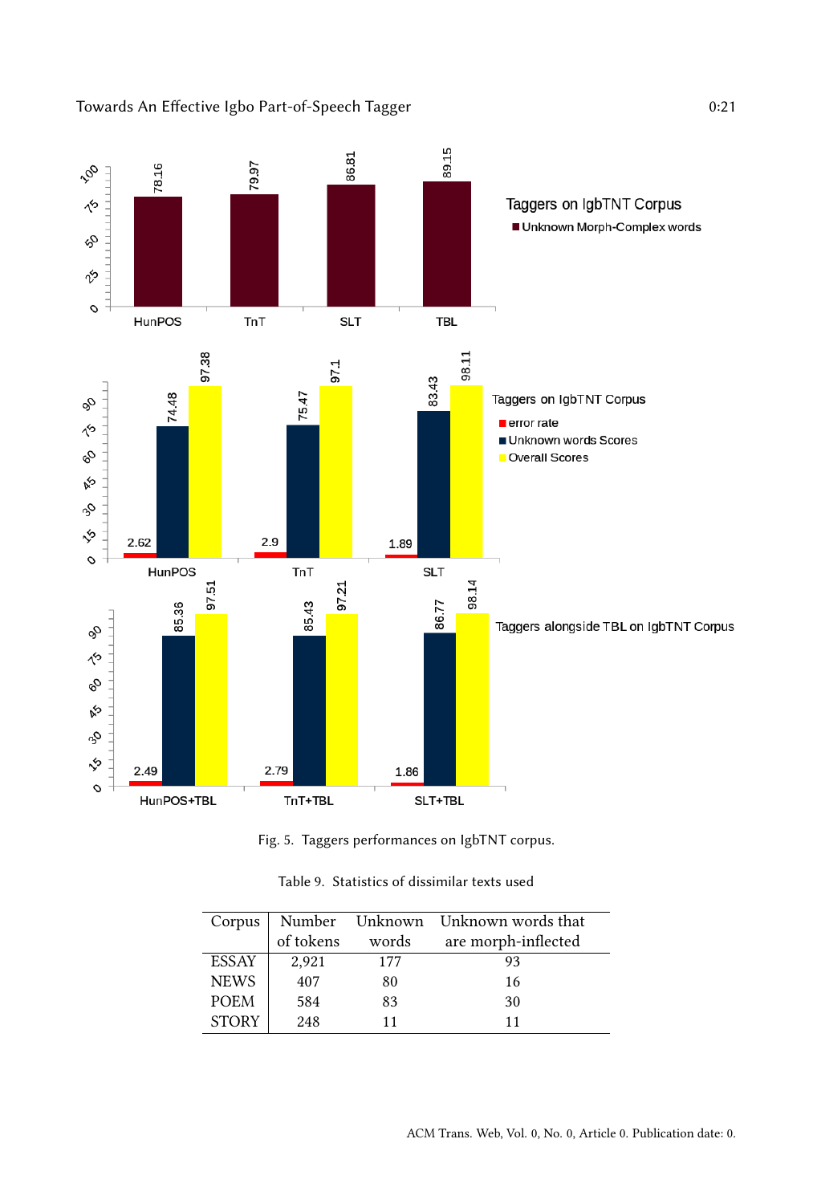Fig. 5. Taggers performances on IgbTNT corpus.

Table 9. Statistics of dissimilar texts used

| Corpus | Number of tokens | Unknown words | Unknown words that are morph-inflected |
|---|---|---|---|
| ESSAY | 2,921 | 177 | 93 |
| NEWS | 407 | 80 | 16 |
| POEM | 584 | 83 | 30 |
| STORY | 248 | 11 | 11 |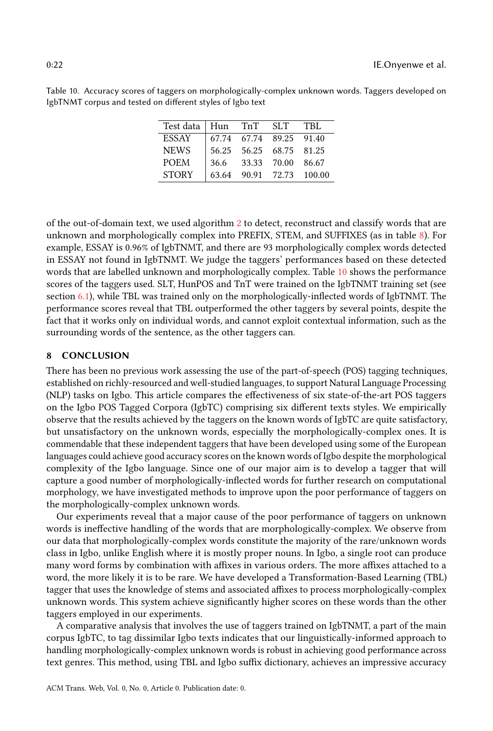Table 10. Accuracy scores of taggers on morphologically-complex unknown words. Taggers developed on IgbTNMT corpus and tested on different styles of Igbo text

| Test data | Hun | TnT | SLT | TBL |
|---|---|---|---|---|
| ESSAY | 67.74 | 67.74 | 89.25 | 91.40 |
| NEWS | 56.25 | 56.25 | 68.75 | 81.25 |
| POEM | 36.6 | 33.33 | 70.00 | 86.67 |
| STORY | 63.64 | 90.91 | 72.73 | 100.00 |

of the out-of-domain text, we used algorithm 2 to detect, reconstruct and classify words that are unknown and morphologically complex into PREFIX, STEM, and SUFFIXES (as in table 8). For example, ESSAY is 0.96% of IgbTNMT, and there are 93 morphologically complex words detected in ESSAY not found in IgbTNMT. We judge the taggers' performances based on these detected words that are labelled unknown and morphologically complex. Table 10 shows the performance scores of the taggers used. SLT, HunPOS and TnT were trained on the IgbTNMT training set (see section 6.1), while TBL was trained only on the morphologically-inflected words of IgbTNMT. The performance scores reveal that TBL outperformed the other taggers by several points, despite the fact that it works only on individual words, and cannot exploit contextual information, such as the surrounding words of the sentence, as the other taggers can.

## 8 CONCLUSION

There has been no previous work assessing the use of the part-of-speech (POS) tagging techniques, established on richly-resourced and well-studied languages, to support Natural Language Processing (NLP) tasks on Igbo. This article compares the effectiveness of six state-of-the-art POS taggers on the Igbo POS Tagged Corpora (IgbTC) comprising six different texts styles. We empirically observe that the results achieved by the taggers on the known words of IgbTC are quite satisfactory, but unsatisfactory on the unknown words, especially the morphologically-complex ones. It is commendable that these independent taggers that have been developed using some of the European languages could achieve good accuracy scores on the known words of Igbo despite the morphological complexity of the Igbo language. Since one of our major aim is to develop a tagger that will capture a good number of morphologically-inflected words for further research on computational morphology, we have investigated methods to improve upon the poor performance of taggers on the morphologically-complex unknown words.

Our experiments reveal that a major cause of the poor performance of taggers on unknown words is ineffective handling of the words that are morphologically-complex. We observe from our data that morphologically-complex words constitute the majority of the rare/unknown words class in Igbo, unlike English where it is mostly proper nouns. In Igbo, a single root can produce many word forms by combination with affixes in various orders. The more affixes attached to a word, the more likely it is to be rare. We have developed a Transformation-Based Learning (TBL) tagger that uses the knowledge of stems and associated affixes to process morphologically-complex unknown words. This system achieve significantly higher scores on these words than the other taggers employed in our experiments.

A comparative analysis that involves the use of taggers trained on IgbTNMT, a part of the main corpus IgbTC, to tag dissimilar Igbo texts indicates that our linguistically-informed approach to handling morphologically-complex unknown words is robust in achieving good performance across text genres. This method, using TBL and Igbo suffix dictionary, achieves an impressive accuracy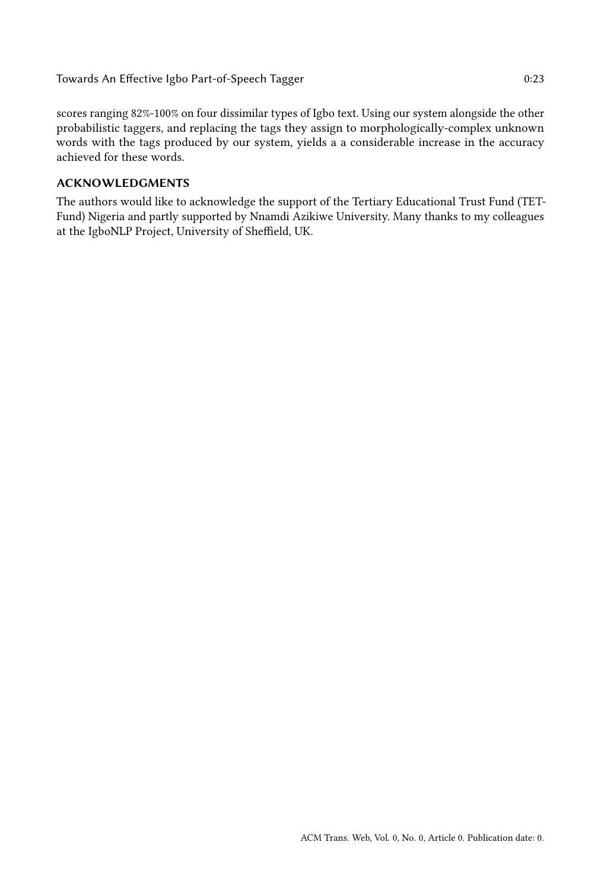scores ranging 82%-100% on four dissimilar types of Igbo text. Using our system alongside the other probabilistic taggers, and replacing the tags they assign to morphologically-complex unknown words with the tags produced by our system, yields a a considerable increase in the accuracy achieved for these words.

## ACKNOWLEDGMENTS

The authors would like to acknowledge the support of the Tertiary Educational Trust Fund (TET-Fund) Nigeria and partly supported by Nnamdi Azikiwe University. Many thanks to my colleagues at the IgboNLP Project, University of Sheffield, UK.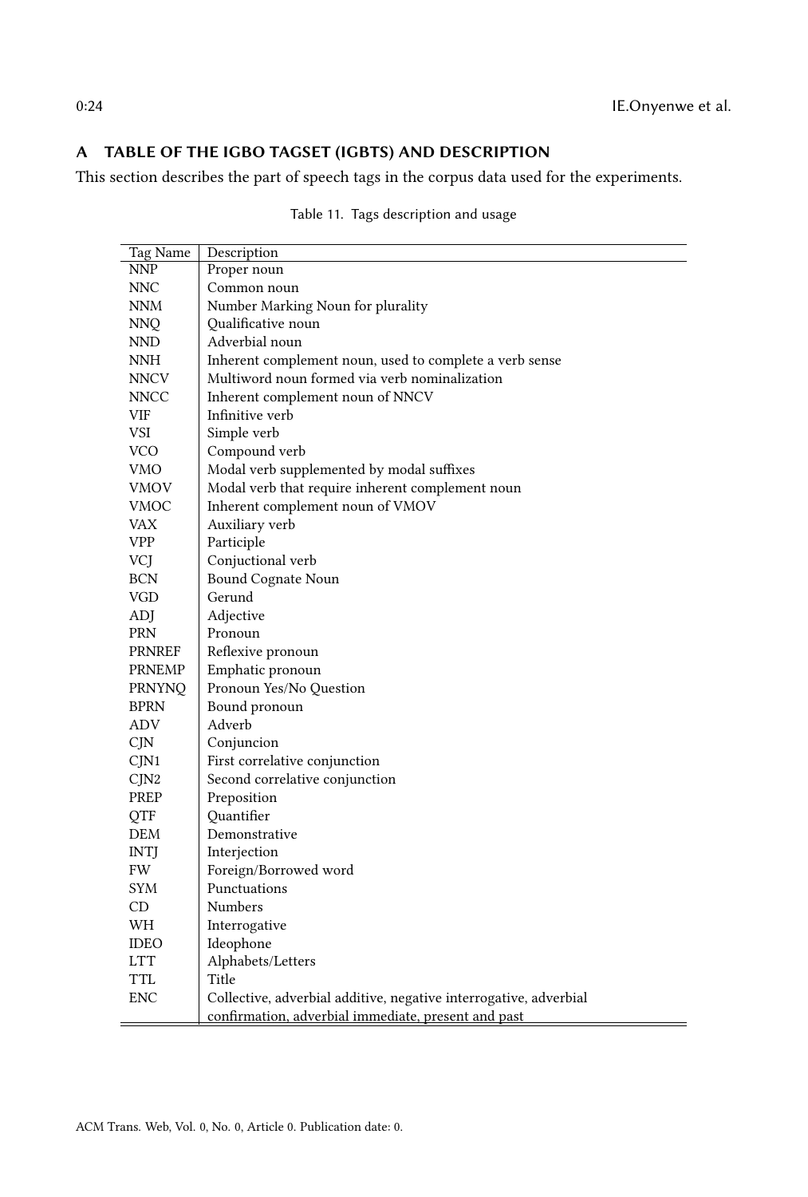## A TABLE OF THE IGBO TAGSET (IGBTS) AND DESCRIPTION

This section describes the part of speech tags in the corpus data used for the experiments.

Table 11. Tags description and usage

| Tag Name | Description |
|---|---|
| NNP | Proper noun |
| NNC | Common noun |
| NNM | Number Marking Noun for plurality |
| NNQ | Qualificative noun |
| NND | Adverbial noun |
| NNH | Inherent complement noun, used to complete a verb sense |
| NNCV | Multiword noun formed via verb nominalization |
| NNCC | Inherent complement noun of NNCV |
| VIF | Infinitive verb |
| VSI | Simple verb |
| VCO | Compound verb |
| VMO | Modal verb supplemented by modal suffixes |
| VMOV | Modal verb that require inherent complement noun |
| VMOC | Inherent complement noun of VMOV |
| VAX | Auxiliary verb |
| VPP | Participle |
| VCJ | Conjuctional verb |
| BCN | Bound Cognate Noun |
| VGD | Gerund |
| ADJ | Adjective |
| PRN | Pronoun |
| PRNREF | Reflexive pronoun |
| PRNEMP | Emphatic pronoun |
| PRNYNQ | Pronoun Yes/No Question |
| BPRN | Bound pronoun |
| ADV | Adverb |
| CJN | Conjuncion |
| CJN1 | First correlative conjunction |
| CJN2 | Second correlative conjunction |
| PREP | Preposition |
| QTF | Quantifier |
| DEM | Demonstrative |
| INTJ | Interjection |
| FW | Foreign/Borrowed word |
| SYM | Punctuations |
| CD | Numbers |
| WH | Interrogative |
| IDEO | Ideophone |
| LTT | Alphabets/Letters |
| TTL | Title |
| ENC | Collective, adverbial additive, negative interrogative, adverbial confirmation, adverbial immediate, present and past |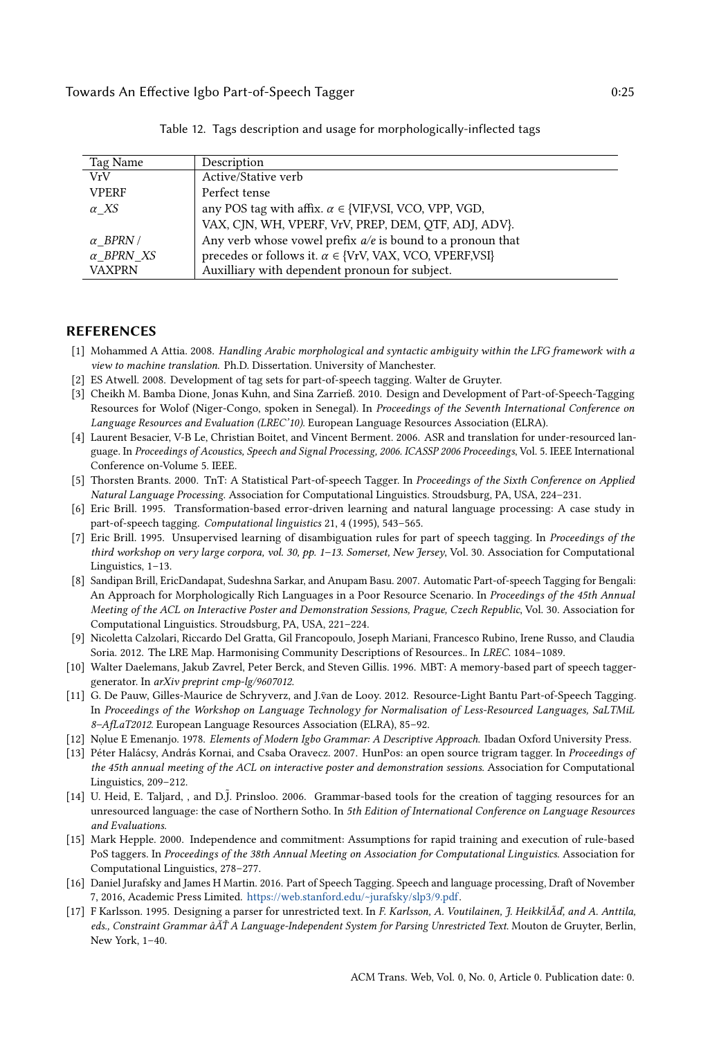Table 12. Tags description and usage for morphologically-inflected tags

| Tag Name | Description |
|---|---|
| VrV | Active/Stative verb |
| VPERF | Perfect tense |
| $\alpha$ _XS | any POS tag with affix. $\alpha \in$ {VIF,VSI, VCO, VPP, VGD, VAX, CJN, WH, VPERF, VrV, PREP, DEM, QTF, ADJ, ADV}. |
| $\alpha$ _BPRN / $\alpha$ _BPRN_XS | Any verb whose vowel prefix *a/e* is bound to a pronoun that precedes or follows it. $\alpha \in$ {VrV, VAX, VCO, VPERF,VSI} |
| VAXPRN | Auxilliary with dependent pronoun for subject. |

## REFERENCES

[1] Mohammed A Attia. 2008. *Handling Arabic morphological and syntactic ambiguity within the LFG framework with a view to machine translation.* Ph.D. Dissertation. University of Manchester.

[2] ES Atwell. 2008. Development of tag sets for part-of-speech tagging. Walter de Gruyter.

[3] Cheikh M. Bamba Dione, Jonas Kuhn, and Sina Zarrieß. 2010. Design and Development of Part-of-Speech-Tagging Resources for Wolof (Niger-Congo, spoken in Senegal). In *Proceedings of the Seventh International Conference on Language Resources and Evaluation (LREC'10).* European Language Resources Association (ELRA).

[4] Laurent Besacier, V-B Le, Christian Boitet, and Vincent Berment. 2006. ASR and translation for under-resourced language. In *Proceedings of Acoustics, Speech and Signal Processing, 2006. ICASSP 2006 Proceedings*, Vol. 5. IEEE International Conference on-Volume 5. IEEE.

[5] Thorsten Brants. 2000. TnT: A Statistical Part-of-speech Tagger. In *Proceedings of the Sixth Conference on Applied Natural Language Processing.* Association for Computational Linguistics. Stroudsburg, PA, USA, 224–231.

[6] Eric Brill. 1995. Transformation-based error-driven learning and natural language processing: A case study in part-of-speech tagging. *Computational linguistics* 21, 4 (1995), 543–565.

[7] Eric Brill. 1995. Unsupervised learning of disambiguation rules for part of speech tagging. In *Proceedings of the third workshop on very large corpora, vol. 30, pp. 1–13. Somerset, New Jersey*, Vol. 30. Association for Computational Linguistics, 1–13.

[8] Sandipan Brill, EricDandapat, Sudeshna Sarkar, and Anupam Basu. 2007. Automatic Part-of-speech Tagging for Bengali: An Approach for Morphologically Rich Languages in a Poor Resource Scenario. In *Proceedings of the 45th Annual Meeting of the ACL on Interactive Poster and Demonstration Sessions, Prague, Czech Republic*, Vol. 30. Association for Computational Linguistics. Stroudsburg, PA, USA, 221–224.

[9] Nicoletta Calzolari, Riccardo Del Gratta, Gil Francopoulo, Joseph Mariani, Francesco Rubino, Irene Russo, and Claudia Soria. 2012. The LRE Map. Harmonising Community Descriptions of Resources.. In *LREC*. 1084–1089.

[10] Walter Daelemans, Jakub Zavrel, Peter Berck, and Steven Gillis. 1996. MBT: A memory-based part of speech tagger-generator. In *arXiv preprint cmp-lg/9607012*.

[11] G. De Pauw, Gilles-Maurice de Schryverz, and J.v̄an de Looy. 2012. Resource-Light Bantu Part-of-Speech Tagging. In *Proceedings of the Workshop on Language Technology for Normalisation of Less-Resourced Languages, SaLTMiL 8–AfLaT2012*. European Language Resources Association (ELRA), 85–92.

[12] Nọlue E Emenanjo. 1978. *Elements of Modern Igbo Grammar: A Descriptive Approach.* Ibadan Oxford University Press.

[13] Péter Halácsy, András Kornai, and Csaba Oravecz. 2007. HunPos: an open source trigram tagger. In *Proceedings of the 45th annual meeting of the ACL on interactive poster and demonstration sessions*. Association for Computational Linguistics, 209–212.

[14] U. Heid, E. Taljard, , and D.J̄. Prinsloo. 2006. Grammar-based tools for the creation of tagging resources for an unresourced language: the case of Northern Sotho. In *5th Edition of International Conference on Language Resources and Evaluations*.

[15] Mark Hepple. 2000. Independence and commitment: Assumptions for rapid training and execution of rule-based PoS taggers. In *Proceedings of the 38th Annual Meeting on Association for Computational Linguistics*. Association for Computational Linguistics, 278–277.

[16] Daniel Jurafsky and James H Martin. 2016. Part of Speech Tagging. Speech and language processing, Draft of November 7, 2016, Academic Press Limited. https://web.stanford.edu/~jurafsky/slp3/9.pdf.

[17] F Karlsson. 1995. Designing a parser for unrestricted text. In *F. Karlsson, A. Voutilainen, J. HeikkilÃď, and A. Anttila, eds., Constraint Grammar âĂŤ A Language-Independent System for Parsing Unrestricted Text*. Mouton de Gruyter, Berlin, New York, 1–40.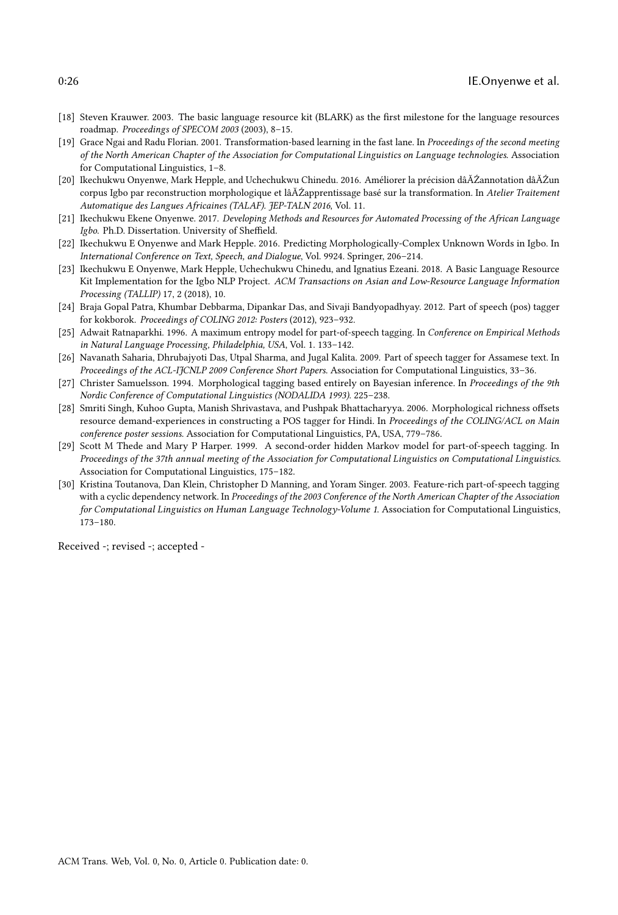- [18] Steven Krauwer. 2003. The basic language resource kit (BLARK) as the first milestone for the language resources roadmap. *Proceedings of SPECOM 2003* (2003), 8–15.
- [19] Grace Ngai and Radu Florian. 2001. Transformation-based learning in the fast lane. In *Proceedings of the second meeting of the North American Chapter of the Association for Computational Linguistics on Language technologies*. Association for Computational Linguistics, 1–8.
- [20] Ikechukwu Onyenwe, Mark Hepple, and Uchechukwu Chinedu. 2016. Améliorer la précision dâĂŹannotation dâĂŹun corpus Igbo par reconstruction morphologique et lâĂŹapprentissage basé sur la transformation. In *Atelier Traitement Automatique des Langues Africaines (TALAF). JEP-TALN 2016*, Vol. 11.
- [21] Ikechukwu Ekene Onyenwe. 2017. *Developing Methods and Resources for Automated Processing of the African Language Igbo.* Ph.D. Dissertation. University of Sheffield.
- [22] Ikechukwu E Onyenwe and Mark Hepple. 2016. Predicting Morphologically-Complex Unknown Words in Igbo. In *International Conference on Text, Speech, and Dialogue*, Vol. 9924. Springer, 206–214.
- [23] Ikechukwu E Onyenwe, Mark Hepple, Uchechukwu Chinedu, and Ignatius Ezeani. 2018. A Basic Language Resource Kit Implementation for the Igbo NLP Project. *ACM Transactions on Asian and Low-Resource Language Information Processing (TALLIP)* 17, 2 (2018), 10.
- [24] Braja Gopal Patra, Khumbar Debbarma, Dipankar Das, and Sivaji Bandyopadhyay. 2012. Part of speech (pos) tagger for kokborok. *Proceedings of COLING 2012: Posters* (2012), 923–932.
- [25] Adwait Ratnaparkhi. 1996. A maximum entropy model for part-of-speech tagging. In *Conference on Empirical Methods in Natural Language Processing, Philadelphia, USA*, Vol. 1. 133–142.
- [26] Navanath Saharia, Dhrubajyoti Das, Utpal Sharma, and Jugal Kalita. 2009. Part of speech tagger for Assamese text. In *Proceedings of the ACL-IJCNLP 2009 Conference Short Papers*. Association for Computational Linguistics, 33–36.
- [27] Christer Samuelsson. 1994. Morphological tagging based entirely on Bayesian inference. In *Proceedings of the 9th Nordic Conference of Computational Linguistics (NODALIDA 1993)*. 225–238.
- [28] Smriti Singh, Kuhoo Gupta, Manish Shrivastava, and Pushpak Bhattacharyya. 2006. Morphological richness offsets resource demand-experiences in constructing a POS tagger for Hindi. In *Proceedings of the COLING/ACL on Main conference poster sessions*. Association for Computational Linguistics, PA, USA, 779–786.
- [29] Scott M Thede and Mary P Harper. 1999. A second-order hidden Markov model for part-of-speech tagging. In *Proceedings of the 37th annual meeting of the Association for Computational Linguistics on Computational Linguistics*. Association for Computational Linguistics, 175–182.
- [30] Kristina Toutanova, Dan Klein, Christopher D Manning, and Yoram Singer. 2003. Feature-rich part-of-speech tagging with a cyclic dependency network. In *Proceedings of the 2003 Conference of the North American Chapter of the Association for Computational Linguistics on Human Language Technology-Volume 1*. Association for Computational Linguistics, 173–180.

Received -; revised -; accepted -